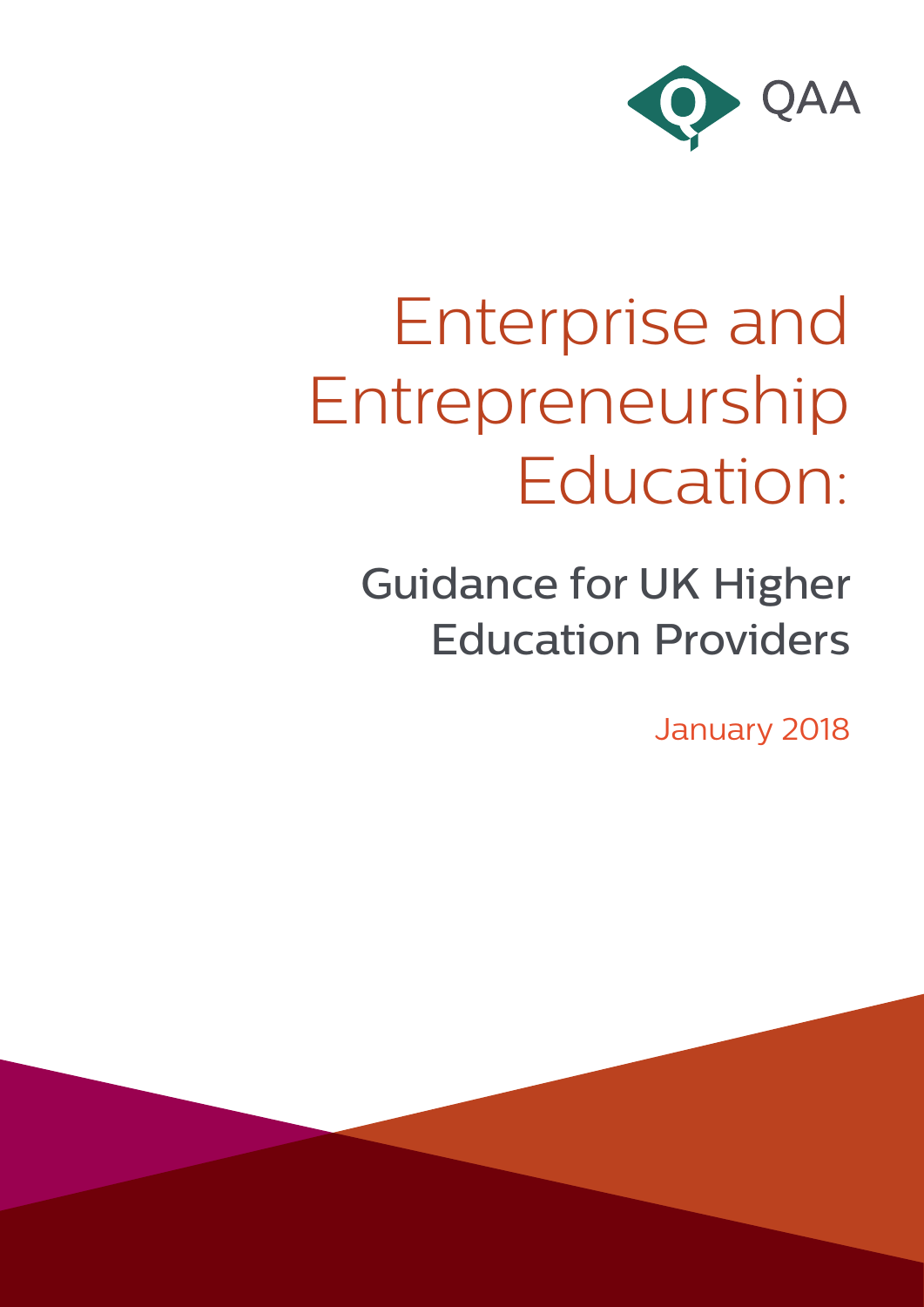QAA

# Enterprise and Entrepreneurship Education:

## Guidance for UK Higher Education Providers

January 2018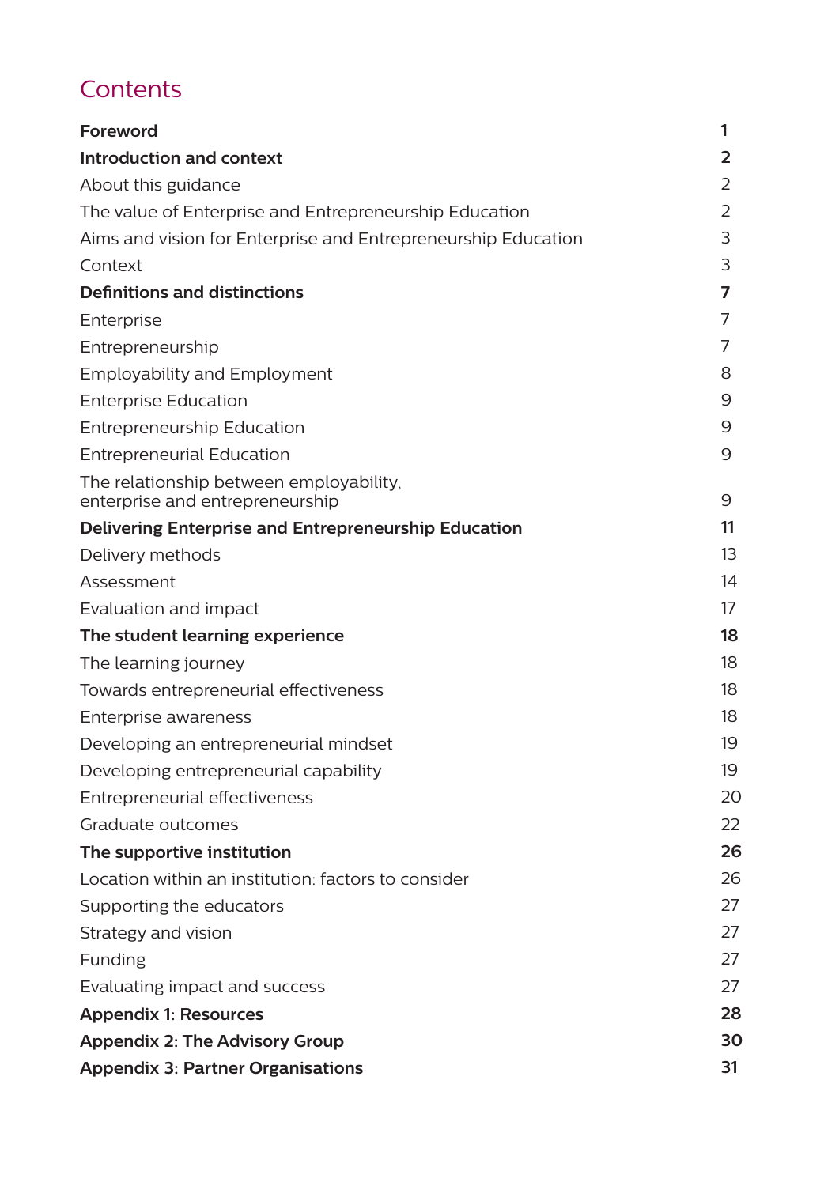# Contents

| | |
|---|---|
| **Foreword** | **1** |
| **Introduction and context** | **2** |
| About this guidance | 2 |
| The value of Enterprise and Entrepreneurship Education | 2 |
| Aims and vision for Enterprise and Entrepreneurship Education | 3 |
| Context | 3 |
| **Definitions and distinctions** | **7** |
| Enterprise | 7 |
| Entrepreneurship | 7 |
| Employability and Employment | 8 |
| Enterprise Education | 9 |
| Entrepreneurship Education | 9 |
| Entrepreneurial Education | 9 |
| The relationship between employability, enterprise and entrepreneurship | 9 |
| **Delivering Enterprise and Entrepreneurship Education** | **11** |
| Delivery methods | 13 |
| Assessment | 14 |
| Evaluation and impact | 17 |
| **The student learning experience** | **18** |
| The learning journey | 18 |
| Towards entrepreneurial effectiveness | 18 |
| Enterprise awareness | 18 |
| Developing an entrepreneurial mindset | 19 |
| Developing entrepreneurial capability | 19 |
| Entrepreneurial effectiveness | 20 |
| Graduate outcomes | 22 |
| **The supportive institution** | **26** |
| Location within an institution: factors to consider | 26 |
| Supporting the educators | 27 |
| Strategy and vision | 27 |
| Funding | 27 |
| Evaluating impact and success | 27 |
| **Appendix 1: Resources** | **28** |
| **Appendix 2: The Advisory Group** | **30** |
| **Appendix 3: Partner Organisations** | **31** |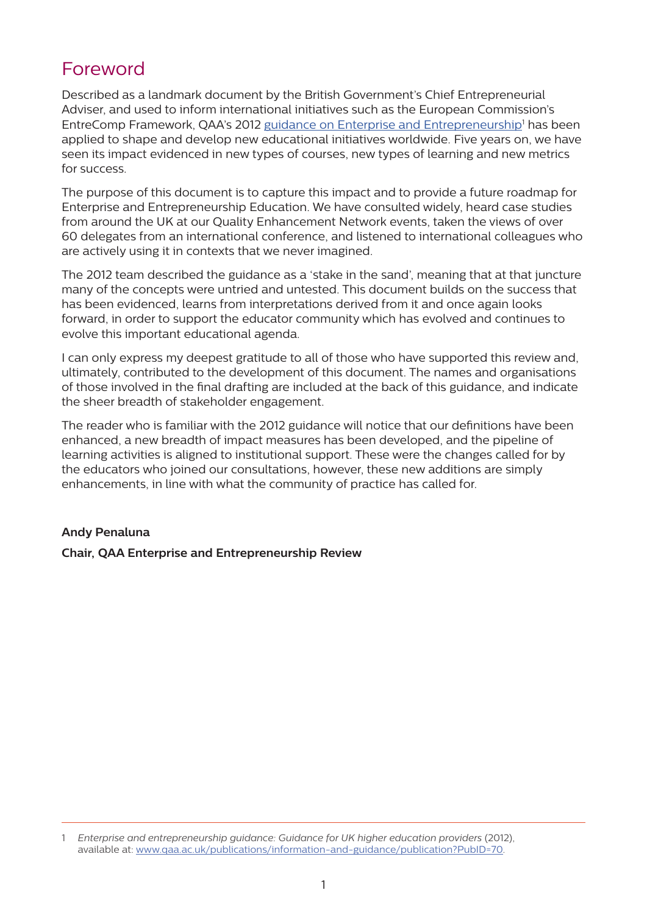# Foreword

Described as a landmark document by the British Government's Chief Entrepreneurial Adviser, and used to inform international initiatives such as the European Commission's EntreComp Framework, QAA's 2012 guidance on Enterprise and Entrepreneurship[1] has been applied to shape and develop new educational initiatives worldwide. Five years on, we have seen its impact evidenced in new types of courses, new types of learning and new metrics for success.

The purpose of this document is to capture this impact and to provide a future roadmap for Enterprise and Entrepreneurship Education. We have consulted widely, heard case studies from around the UK at our Quality Enhancement Network events, taken the views of over 60 delegates from an international conference, and listened to international colleagues who are actively using it in contexts that we never imagined.

The 2012 team described the guidance as a 'stake in the sand', meaning that at that juncture many of the concepts were untried and untested. This document builds on the success that has been evidenced, learns from interpretations derived from it and once again looks forward, in order to support the educator community which has evolved and continues to evolve this important educational agenda.

I can only express my deepest gratitude to all of those who have supported this review and, ultimately, contributed to the development of this document. The names and organisations of those involved in the final drafting are included at the back of this guidance, and indicate the sheer breadth of stakeholder engagement.

The reader who is familiar with the 2012 guidance will notice that our definitions have been enhanced, a new breadth of impact measures has been developed, and the pipeline of learning activities is aligned to institutional support. These were the changes called for by the educators who joined our consultations, however, these new additions are simply enhancements, in line with what the community of practice has called for.

**Andy Penaluna**

**Chair, QAA Enterprise and Entrepreneurship Review**

---

1 *Enterprise and entrepreneurship guidance: Guidance for UK higher education providers* (2012), available at: www.qaa.ac.uk/publications/information-and-guidance/publication?PubID=70.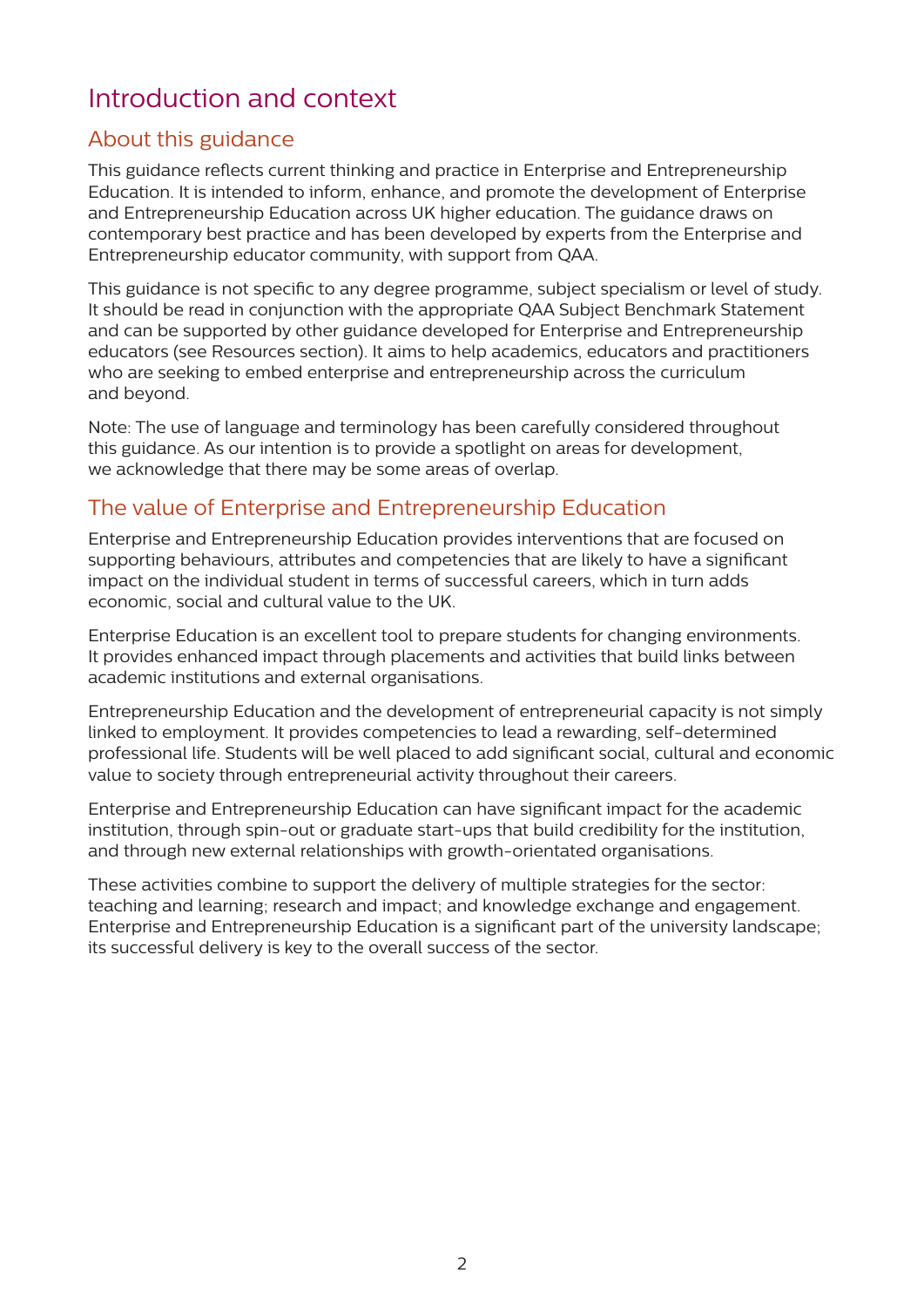# Introduction and context

## About this guidance

This guidance reflects current thinking and practice in Enterprise and Entrepreneurship Education. It is intended to inform, enhance, and promote the development of Enterprise and Entrepreneurship Education across UK higher education. The guidance draws on contemporary best practice and has been developed by experts from the Enterprise and Entrepreneurship educator community, with support from QAA.

This guidance is not specific to any degree programme, subject specialism or level of study. It should be read in conjunction with the appropriate QAA Subject Benchmark Statement and can be supported by other guidance developed for Enterprise and Entrepreneurship educators (see Resources section). It aims to help academics, educators and practitioners who are seeking to embed enterprise and entrepreneurship across the curriculum and beyond.

Note: The use of language and terminology has been carefully considered throughout this guidance. As our intention is to provide a spotlight on areas for development, we acknowledge that there may be some areas of overlap.

## The value of Enterprise and Entrepreneurship Education

Enterprise and Entrepreneurship Education provides interventions that are focused on supporting behaviours, attributes and competencies that are likely to have a significant impact on the individual student in terms of successful careers, which in turn adds economic, social and cultural value to the UK.

Enterprise Education is an excellent tool to prepare students for changing environments. It provides enhanced impact through placements and activities that build links between academic institutions and external organisations.

Entrepreneurship Education and the development of entrepreneurial capacity is not simply linked to employment. It provides competencies to lead a rewarding, self-determined professional life. Students will be well placed to add significant social, cultural and economic value to society through entrepreneurial activity throughout their careers.

Enterprise and Entrepreneurship Education can have significant impact for the academic institution, through spin-out or graduate start-ups that build credibility for the institution, and through new external relationships with growth-orientated organisations.

These activities combine to support the delivery of multiple strategies for the sector: teaching and learning; research and impact; and knowledge exchange and engagement. Enterprise and Entrepreneurship Education is a significant part of the university landscape; its successful delivery is key to the overall success of the sector.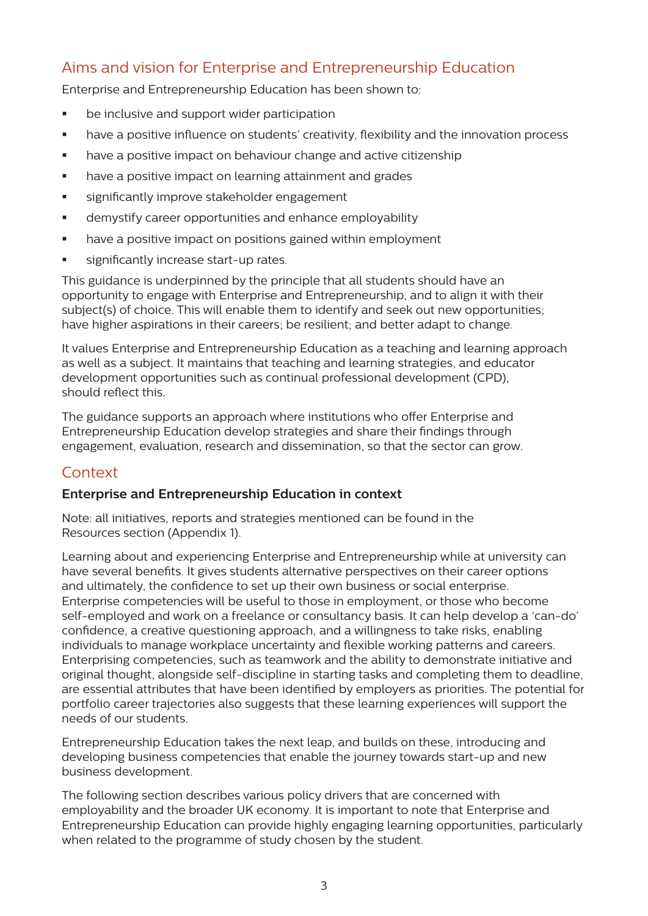## Aims and vision for Enterprise and Entrepreneurship Education

Enterprise and Entrepreneurship Education has been shown to:

- be inclusive and support wider participation
- have a positive influence on students' creativity, flexibility and the innovation process
- have a positive impact on behaviour change and active citizenship
- have a positive impact on learning attainment and grades
- significantly improve stakeholder engagement
- demystify career opportunities and enhance employability
- have a positive impact on positions gained within employment
- significantly increase start-up rates.

This guidance is underpinned by the principle that all students should have an opportunity to engage with Enterprise and Entrepreneurship, and to align it with their subject(s) of choice. This will enable them to identify and seek out new opportunities; have higher aspirations in their careers; be resilient; and better adapt to change.

It values Enterprise and Entrepreneurship Education as a teaching and learning approach as well as a subject. It maintains that teaching and learning strategies, and educator development opportunities such as continual professional development (CPD), should reflect this.

The guidance supports an approach where institutions who offer Enterprise and Entrepreneurship Education develop strategies and share their findings through engagement, evaluation, research and dissemination, so that the sector can grow.

## Context

### Enterprise and Entrepreneurship Education in context

Note: all initiatives, reports and strategies mentioned can be found in the Resources section (Appendix 1).

Learning about and experiencing Enterprise and Entrepreneurship while at university can have several benefits. It gives students alternative perspectives on their career options and ultimately, the confidence to set up their own business or social enterprise. Enterprise competencies will be useful to those in employment, or those who become self-employed and work on a freelance or consultancy basis. It can help develop a 'can-do' confidence, a creative questioning approach, and a willingness to take risks, enabling individuals to manage workplace uncertainty and flexible working patterns and careers. Enterprising competencies, such as teamwork and the ability to demonstrate initiative and original thought, alongside self-discipline in starting tasks and completing them to deadline, are essential attributes that have been identified by employers as priorities. The potential for portfolio career trajectories also suggests that these learning experiences will support the needs of our students.

Entrepreneurship Education takes the next leap, and builds on these, introducing and developing business competencies that enable the journey towards start-up and new business development.

The following section describes various policy drivers that are concerned with employability and the broader UK economy. It is important to note that Enterprise and Entrepreneurship Education can provide highly engaging learning opportunities, particularly when related to the programme of study chosen by the student.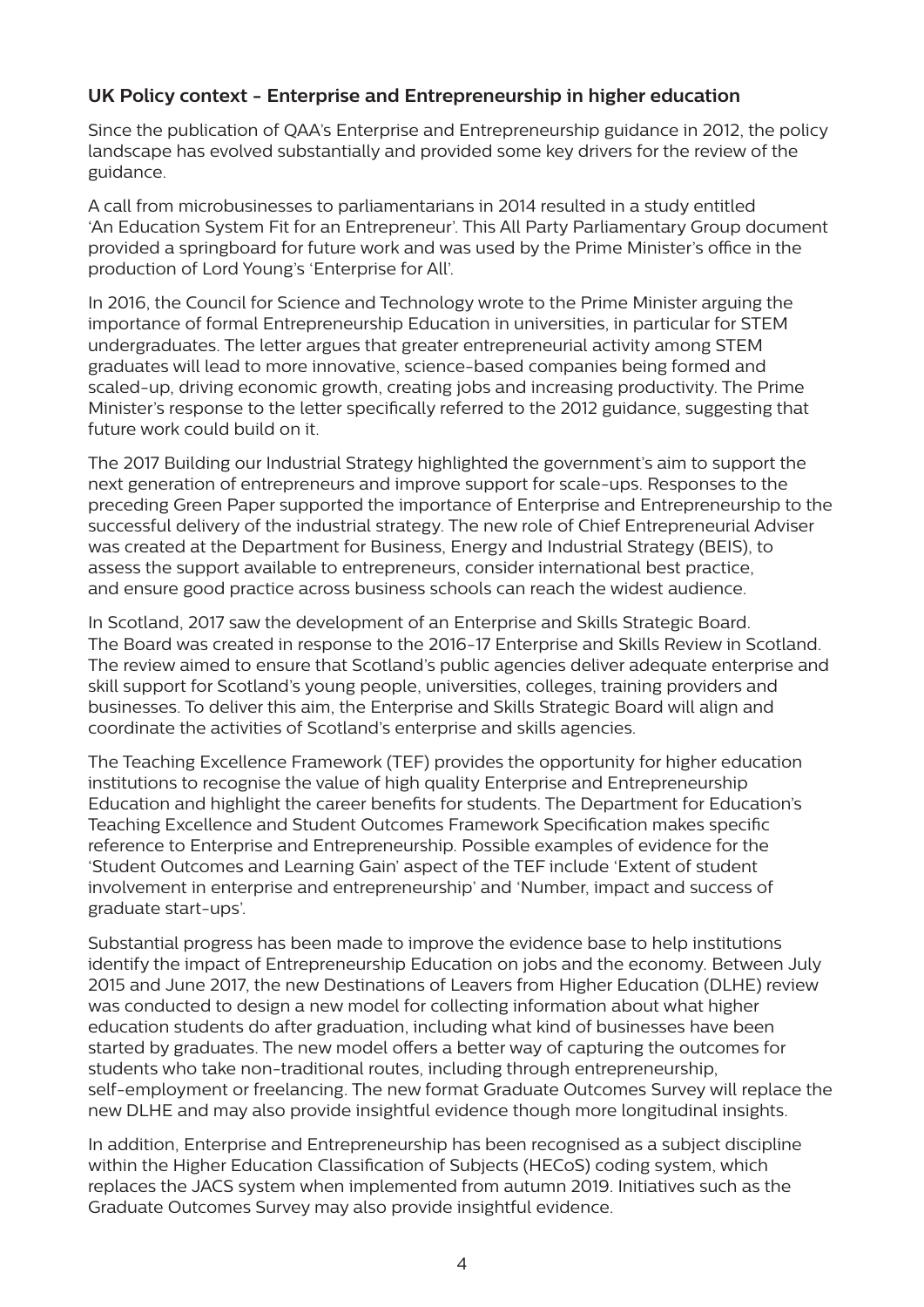## UK Policy context - Enterprise and Entrepreneurship in higher education

Since the publication of QAA's Enterprise and Entrepreneurship guidance in 2012, the policy landscape has evolved substantially and provided some key drivers for the review of the guidance.

A call from microbusinesses to parliamentarians in 2014 resulted in a study entitled 'An Education System Fit for an Entrepreneur'. This All Party Parliamentary Group document provided a springboard for future work and was used by the Prime Minister's office in the production of Lord Young's 'Enterprise for All'.

In 2016, the Council for Science and Technology wrote to the Prime Minister arguing the importance of formal Entrepreneurship Education in universities, in particular for STEM undergraduates. The letter argues that greater entrepreneurial activity among STEM graduates will lead to more innovative, science-based companies being formed and scaled-up, driving economic growth, creating jobs and increasing productivity. The Prime Minister's response to the letter specifically referred to the 2012 guidance, suggesting that future work could build on it.

The 2017 Building our Industrial Strategy highlighted the government's aim to support the next generation of entrepreneurs and improve support for scale-ups. Responses to the preceding Green Paper supported the importance of Enterprise and Entrepreneurship to the successful delivery of the industrial strategy. The new role of Chief Entrepreneurial Adviser was created at the Department for Business, Energy and Industrial Strategy (BEIS), to assess the support available to entrepreneurs, consider international best practice, and ensure good practice across business schools can reach the widest audience.

In Scotland, 2017 saw the development of an Enterprise and Skills Strategic Board. The Board was created in response to the 2016-17 Enterprise and Skills Review in Scotland. The review aimed to ensure that Scotland's public agencies deliver adequate enterprise and skill support for Scotland's young people, universities, colleges, training providers and businesses. To deliver this aim, the Enterprise and Skills Strategic Board will align and coordinate the activities of Scotland's enterprise and skills agencies.

The Teaching Excellence Framework (TEF) provides the opportunity for higher education institutions to recognise the value of high quality Enterprise and Entrepreneurship Education and highlight the career benefits for students. The Department for Education's Teaching Excellence and Student Outcomes Framework Specification makes specific reference to Enterprise and Entrepreneurship. Possible examples of evidence for the 'Student Outcomes and Learning Gain' aspect of the TEF include 'Extent of student involvement in enterprise and entrepreneurship' and 'Number, impact and success of graduate start-ups'.

Substantial progress has been made to improve the evidence base to help institutions identify the impact of Entrepreneurship Education on jobs and the economy. Between July 2015 and June 2017, the new Destinations of Leavers from Higher Education (DLHE) review was conducted to design a new model for collecting information about what higher education students do after graduation, including what kind of businesses have been started by graduates. The new model offers a better way of capturing the outcomes for students who take non-traditional routes, including through entrepreneurship, self-employment or freelancing. The new format Graduate Outcomes Survey will replace the new DLHE and may also provide insightful evidence though more longitudinal insights.

In addition, Enterprise and Entrepreneurship has been recognised as a subject discipline within the Higher Education Classification of Subjects (HECoS) coding system, which replaces the JACS system when implemented from autumn 2019. Initiatives such as the Graduate Outcomes Survey may also provide insightful evidence.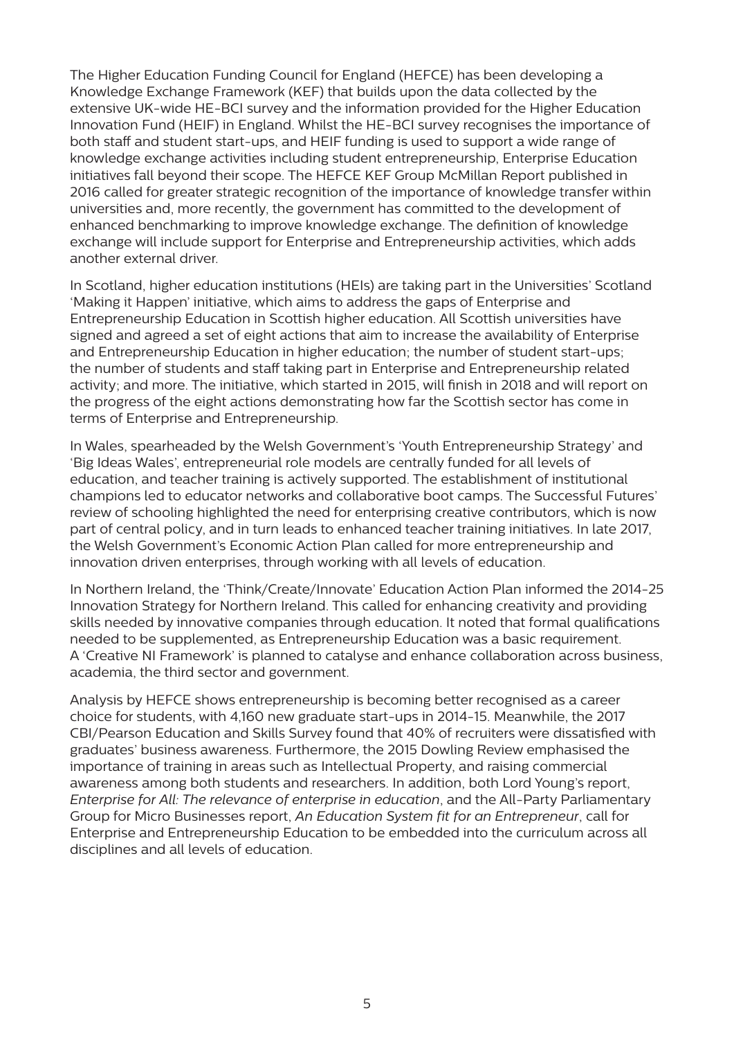The Higher Education Funding Council for England (HEFCE) has been developing a Knowledge Exchange Framework (KEF) that builds upon the data collected by the extensive UK-wide HE-BCI survey and the information provided for the Higher Education Innovation Fund (HEIF) in England. Whilst the HE-BCI survey recognises the importance of both staff and student start-ups, and HEIF funding is used to support a wide range of knowledge exchange activities including student entrepreneurship, Enterprise Education initiatives fall beyond their scope. The HEFCE KEF Group McMillan Report published in 2016 called for greater strategic recognition of the importance of knowledge transfer within universities and, more recently, the government has committed to the development of enhanced benchmarking to improve knowledge exchange. The definition of knowledge exchange will include support for Enterprise and Entrepreneurship activities, which adds another external driver.

In Scotland, higher education institutions (HEIs) are taking part in the Universities' Scotland 'Making it Happen' initiative, which aims to address the gaps of Enterprise and Entrepreneurship Education in Scottish higher education. All Scottish universities have signed and agreed a set of eight actions that aim to increase the availability of Enterprise and Entrepreneurship Education in higher education; the number of student start-ups; the number of students and staff taking part in Enterprise and Entrepreneurship related activity; and more. The initiative, which started in 2015, will finish in 2018 and will report on the progress of the eight actions demonstrating how far the Scottish sector has come in terms of Enterprise and Entrepreneurship.

In Wales, spearheaded by the Welsh Government's 'Youth Entrepreneurship Strategy' and 'Big Ideas Wales', entrepreneurial role models are centrally funded for all levels of education, and teacher training is actively supported. The establishment of institutional champions led to educator networks and collaborative boot camps. The Successful Futures' review of schooling highlighted the need for enterprising creative contributors, which is now part of central policy, and in turn leads to enhanced teacher training initiatives. In late 2017, the Welsh Government's Economic Action Plan called for more entrepreneurship and innovation driven enterprises, through working with all levels of education.

In Northern Ireland, the 'Think/Create/Innovate' Education Action Plan informed the 2014-25 Innovation Strategy for Northern Ireland. This called for enhancing creativity and providing skills needed by innovative companies through education. It noted that formal qualifications needed to be supplemented, as Entrepreneurship Education was a basic requirement. A 'Creative NI Framework' is planned to catalyse and enhance collaboration across business, academia, the third sector and government.

Analysis by HEFCE shows entrepreneurship is becoming better recognised as a career choice for students, with 4,160 new graduate start-ups in 2014-15. Meanwhile, the 2017 CBI/Pearson Education and Skills Survey found that 40% of recruiters were dissatisfied with graduates' business awareness. Furthermore, the 2015 Dowling Review emphasised the importance of training in areas such as Intellectual Property, and raising commercial awareness among both students and researchers. In addition, both Lord Young's report, *Enterprise for All: The relevance of enterprise in education*, and the All-Party Parliamentary Group for Micro Businesses report, *An Education System fit for an Entrepreneur*, call for Enterprise and Entrepreneurship Education to be embedded into the curriculum across all disciplines and all levels of education.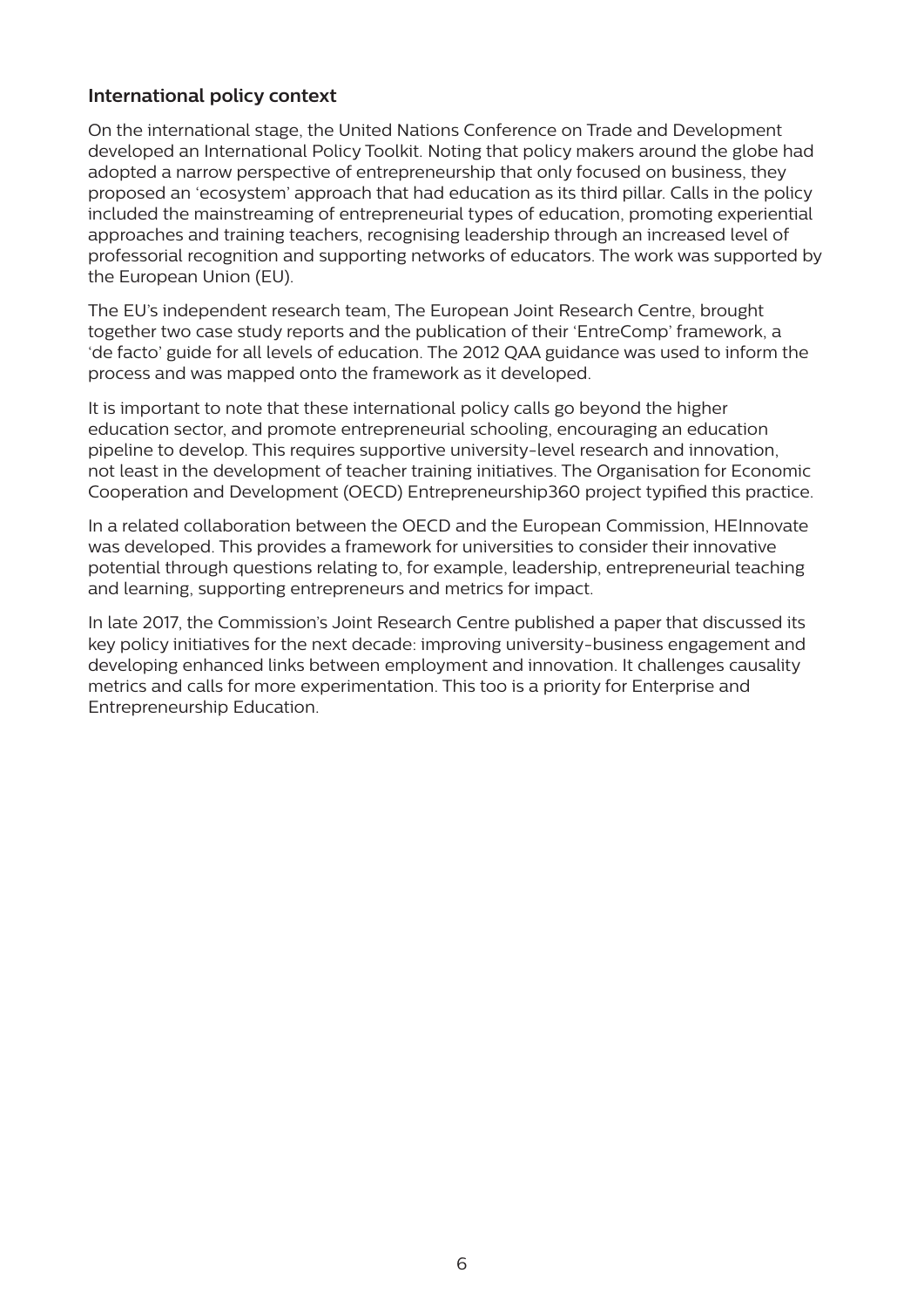## International policy context

On the international stage, the United Nations Conference on Trade and Development developed an International Policy Toolkit. Noting that policy makers around the globe had adopted a narrow perspective of entrepreneurship that only focused on business, they proposed an 'ecosystem' approach that had education as its third pillar. Calls in the policy included the mainstreaming of entrepreneurial types of education, promoting experiential approaches and training teachers, recognising leadership through an increased level of professorial recognition and supporting networks of educators. The work was supported by the European Union (EU).

The EU's independent research team, The European Joint Research Centre, brought together two case study reports and the publication of their 'EntreComp' framework, a 'de facto' guide for all levels of education. The 2012 QAA guidance was used to inform the process and was mapped onto the framework as it developed.

It is important to note that these international policy calls go beyond the higher education sector, and promote entrepreneurial schooling, encouraging an education pipeline to develop. This requires supportive university-level research and innovation, not least in the development of teacher training initiatives. The Organisation for Economic Cooperation and Development (OECD) Entrepreneurship360 project typified this practice.

In a related collaboration between the OECD and the European Commission, HEInnovate was developed. This provides a framework for universities to consider their innovative potential through questions relating to, for example, leadership, entrepreneurial teaching and learning, supporting entrepreneurs and metrics for impact.

In late 2017, the Commission's Joint Research Centre published a paper that discussed its key policy initiatives for the next decade: improving university-business engagement and developing enhanced links between employment and innovation. It challenges causality metrics and calls for more experimentation. This too is a priority for Enterprise and Entrepreneurship Education.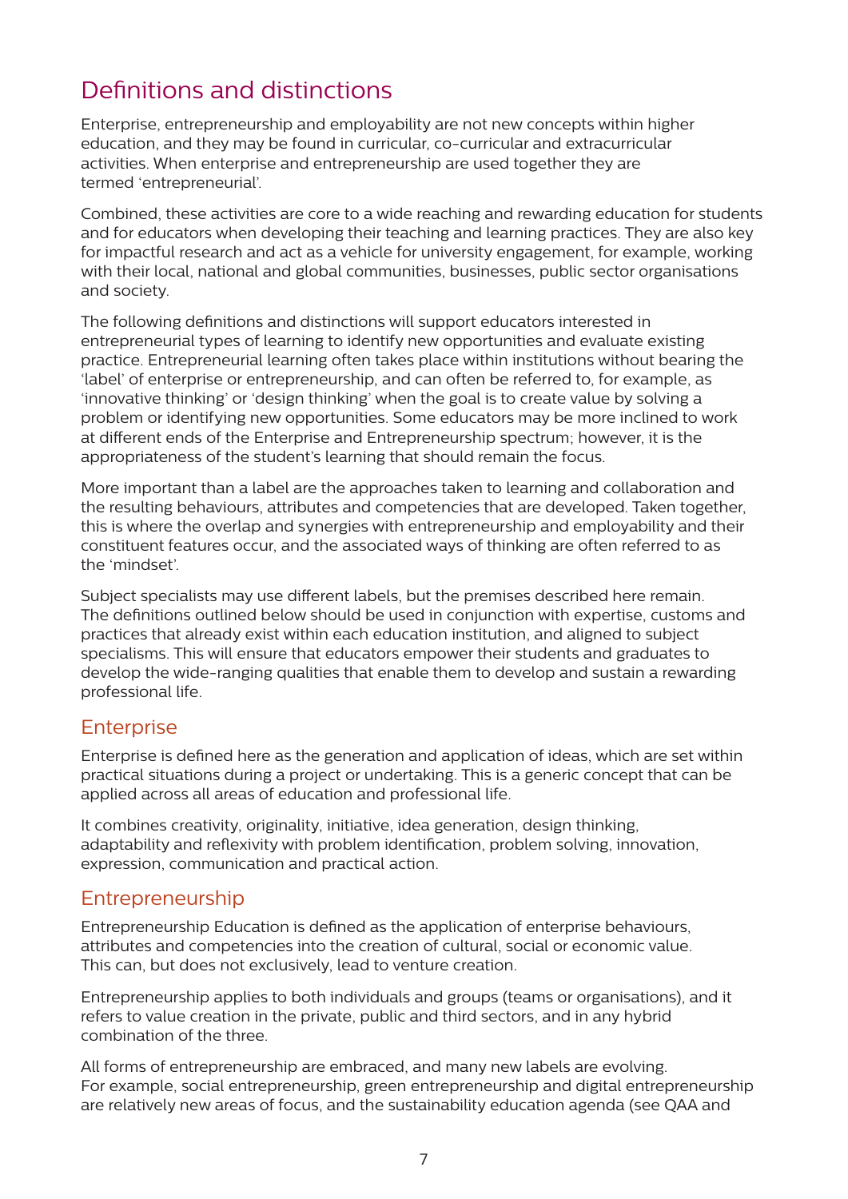## Definitions and distinctions

Enterprise, entrepreneurship and employability are not new concepts within higher education, and they may be found in curricular, co-curricular and extracurricular activities. When enterprise and entrepreneurship are used together they are termed 'entrepreneurial'.

Combined, these activities are core to a wide reaching and rewarding education for students and for educators when developing their teaching and learning practices. They are also key for impactful research and act as a vehicle for university engagement, for example, working with their local, national and global communities, businesses, public sector organisations and society.

The following definitions and distinctions will support educators interested in entrepreneurial types of learning to identify new opportunities and evaluate existing practice. Entrepreneurial learning often takes place within institutions without bearing the 'label' of enterprise or entrepreneurship, and can often be referred to, for example, as 'innovative thinking' or 'design thinking' when the goal is to create value by solving a problem or identifying new opportunities. Some educators may be more inclined to work at different ends of the Enterprise and Entrepreneurship spectrum; however, it is the appropriateness of the student's learning that should remain the focus.

More important than a label are the approaches taken to learning and collaboration and the resulting behaviours, attributes and competencies that are developed. Taken together, this is where the overlap and synergies with entrepreneurship and employability and their constituent features occur, and the associated ways of thinking are often referred to as the 'mindset'.

Subject specialists may use different labels, but the premises described here remain. The definitions outlined below should be used in conjunction with expertise, customs and practices that already exist within each education institution, and aligned to subject specialisms. This will ensure that educators empower their students and graduates to develop the wide-ranging qualities that enable them to develop and sustain a rewarding professional life.

### Enterprise

Enterprise is defined here as the generation and application of ideas, which are set within practical situations during a project or undertaking. This is a generic concept that can be applied across all areas of education and professional life.

It combines creativity, originality, initiative, idea generation, design thinking, adaptability and reflexivity with problem identification, problem solving, innovation, expression, communication and practical action.

### Entrepreneurship

Entrepreneurship Education is defined as the application of enterprise behaviours, attributes and competencies into the creation of cultural, social or economic value. This can, but does not exclusively, lead to venture creation.

Entrepreneurship applies to both individuals and groups (teams or organisations), and it refers to value creation in the private, public and third sectors, and in any hybrid combination of the three.

All forms of entrepreneurship are embraced, and many new labels are evolving. For example, social entrepreneurship, green entrepreneurship and digital entrepreneurship are relatively new areas of focus, and the sustainability education agenda (see QAA and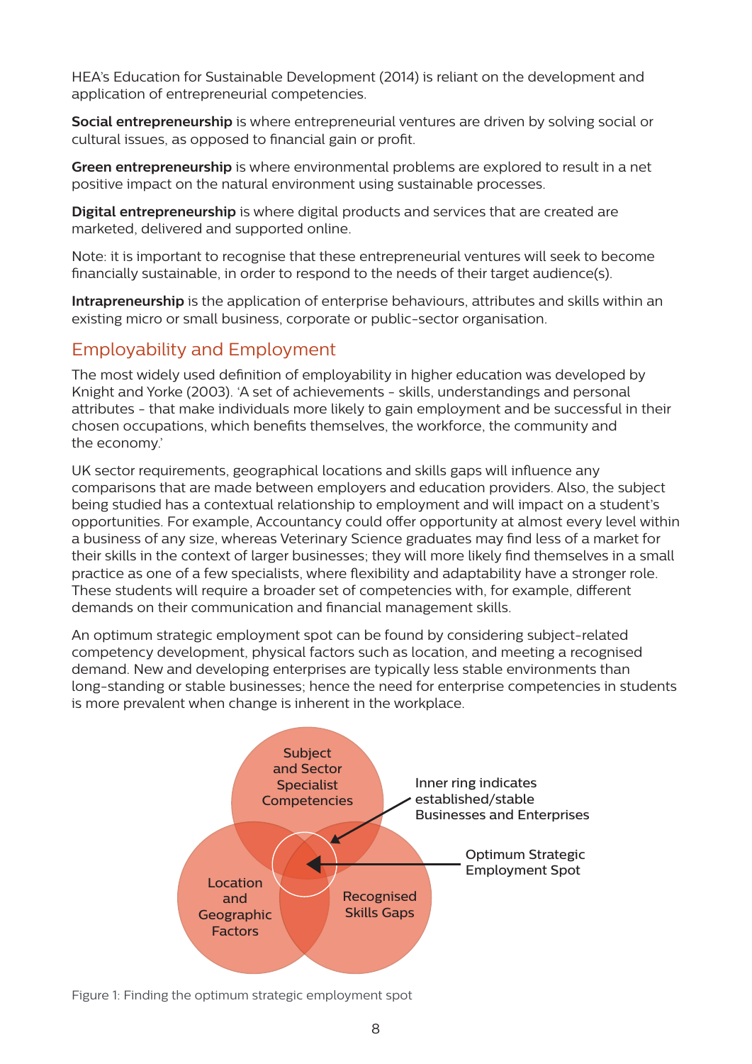HEA's Education for Sustainable Development (2014) is reliant on the development and application of entrepreneurial competencies.

**Social entrepreneurship** is where entrepreneurial ventures are driven by solving social or cultural issues, as opposed to financial gain or profit.

**Green entrepreneurship** is where environmental problems are explored to result in a net positive impact on the natural environment using sustainable processes.

**Digital entrepreneurship** is where digital products and services that are created are marketed, delivered and supported online.

Note: it is important to recognise that these entrepreneurial ventures will seek to become financially sustainable, in order to respond to the needs of their target audience(s).

**Intrapreneurship** is the application of enterprise behaviours, attributes and skills within an existing micro or small business, corporate or public-sector organisation.

## Employability and Employment

The most widely used definition of employability in higher education was developed by Knight and Yorke (2003). 'A set of achievements - skills, understandings and personal attributes - that make individuals more likely to gain employment and be successful in their chosen occupations, which benefits themselves, the workforce, the community and the economy.'

UK sector requirements, geographical locations and skills gaps will influence any comparisons that are made between employers and education providers. Also, the subject being studied has a contextual relationship to employment and will impact on a student's opportunities. For example, Accountancy could offer opportunity at almost every level within a business of any size, whereas Veterinary Science graduates may find less of a market for their skills in the context of larger businesses; they will more likely find themselves in a small practice as one of a few specialists, where flexibility and adaptability have a stronger role. These students will require a broader set of competencies with, for example, different demands on their communication and financial management skills.

An optimum strategic employment spot can be found by considering subject-related competency development, physical factors such as location, and meeting a recognised demand. New and developing enterprises are typically less stable environments than long-standing or stable businesses; hence the need for enterprise competencies in students is more prevalent when change is inherent in the workplace.

Subject and Sector Specialist Competencies

Location and Geographic Factors

Recognised Skills Gaps

Inner ring indicates established/stable Businesses and Enterprises

Optimum Strategic Employment Spot

Figure 1: Finding the optimum strategic employment spot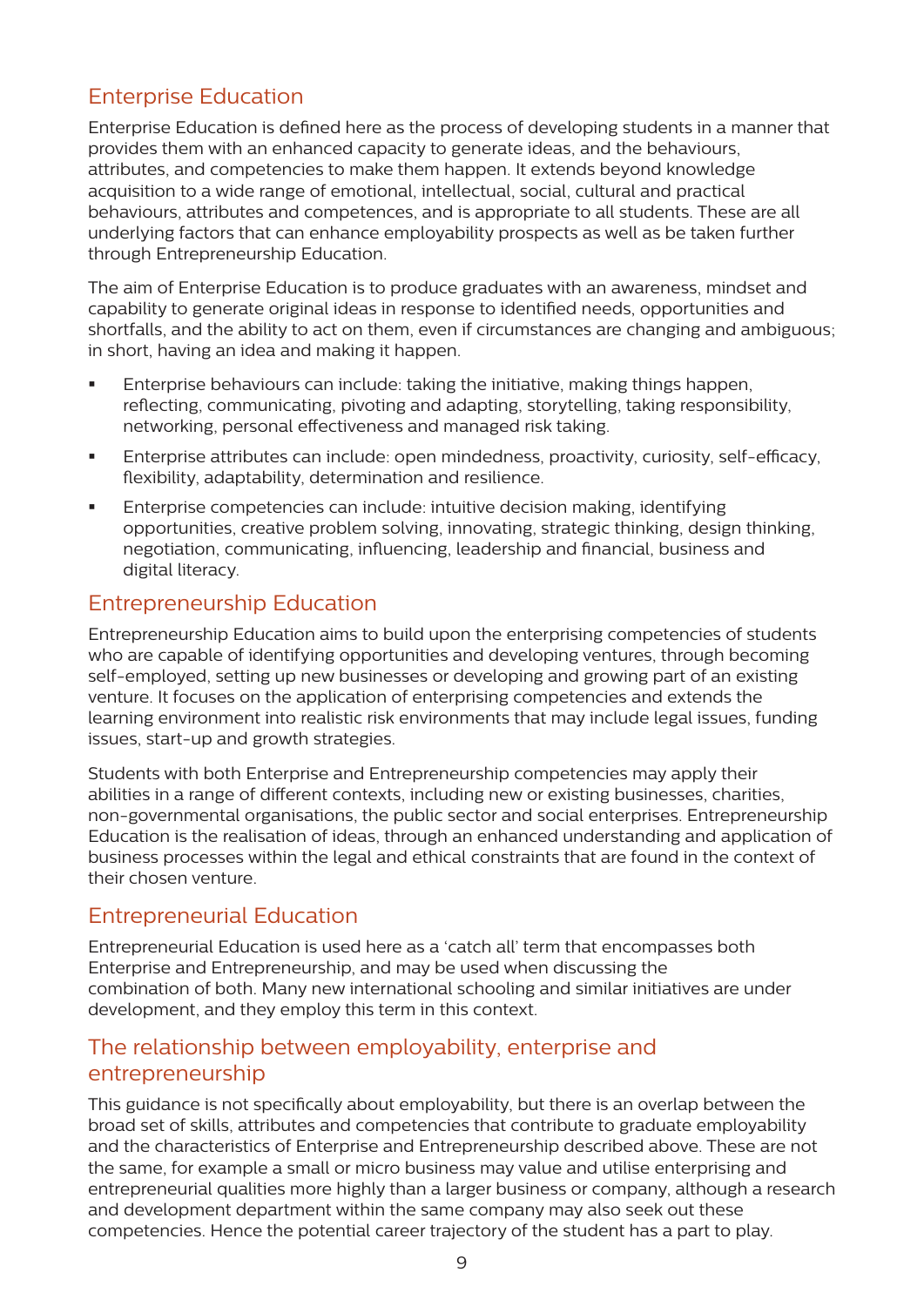## Enterprise Education

Enterprise Education is defined here as the process of developing students in a manner that provides them with an enhanced capacity to generate ideas, and the behaviours, attributes, and competencies to make them happen. It extends beyond knowledge acquisition to a wide range of emotional, intellectual, social, cultural and practical behaviours, attributes and competences, and is appropriate to all students. These are all underlying factors that can enhance employability prospects as well as be taken further through Entrepreneurship Education.

The aim of Enterprise Education is to produce graduates with an awareness, mindset and capability to generate original ideas in response to identified needs, opportunities and shortfalls, and the ability to act on them, even if circumstances are changing and ambiguous; in short, having an idea and making it happen.

- Enterprise behaviours can include: taking the initiative, making things happen, reflecting, communicating, pivoting and adapting, storytelling, taking responsibility, networking, personal effectiveness and managed risk taking.
- Enterprise attributes can include: open mindedness, proactivity, curiosity, self-efficacy, flexibility, adaptability, determination and resilience.
- Enterprise competencies can include: intuitive decision making, identifying opportunities, creative problem solving, innovating, strategic thinking, design thinking, negotiation, communicating, influencing, leadership and financial, business and digital literacy.

## Entrepreneurship Education

Entrepreneurship Education aims to build upon the enterprising competencies of students who are capable of identifying opportunities and developing ventures, through becoming self-employed, setting up new businesses or developing and growing part of an existing venture. It focuses on the application of enterprising competencies and extends the learning environment into realistic risk environments that may include legal issues, funding issues, start-up and growth strategies.

Students with both Enterprise and Entrepreneurship competencies may apply their abilities in a range of different contexts, including new or existing businesses, charities, non-governmental organisations, the public sector and social enterprises. Entrepreneurship Education is the realisation of ideas, through an enhanced understanding and application of business processes within the legal and ethical constraints that are found in the context of their chosen venture.

## Entrepreneurial Education

Entrepreneurial Education is used here as a 'catch all' term that encompasses both Enterprise and Entrepreneurship, and may be used when discussing the combination of both. Many new international schooling and similar initiatives are under development, and they employ this term in this context.

## The relationship between employability, enterprise and entrepreneurship

This guidance is not specifically about employability, but there is an overlap between the broad set of skills, attributes and competencies that contribute to graduate employability and the characteristics of Enterprise and Entrepreneurship described above. These are not the same, for example a small or micro business may value and utilise enterprising and entrepreneurial qualities more highly than a larger business or company, although a research and development department within the same company may also seek out these competencies. Hence the potential career trajectory of the student has a part to play.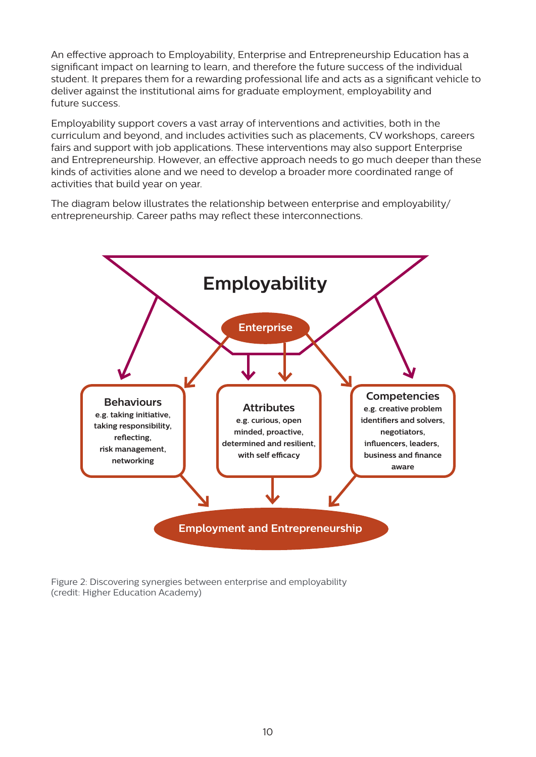An effective approach to Employability, Enterprise and Entrepreneurship Education has a significant impact on learning to learn, and therefore the future success of the individual student. It prepares them for a rewarding professional life and acts as a significant vehicle to deliver against the institutional aims for graduate employment, employability and future success.

Employability support covers a vast array of interventions and activities, both in the curriculum and beyond, and includes activities such as placements, CV workshops, careers fairs and support with job applications. These interventions may also support Enterprise and Entrepreneurship. However, an effective approach needs to go much deeper than these kinds of activities alone and we need to develop a broader more coordinated range of activities that build year on year.

The diagram below illustrates the relationship between enterprise and employability/entrepreneurship. Career paths may reflect these interconnections.

**Employability**

**Enterprise**

**Behaviours**
e.g. taking initiative, taking responsibility, reflecting, risk management, networking

**Attributes**
e.g. curious, open minded, proactive, determined and resilient, with self efficacy

**Competencies**
e.g. creative problem identifiers and solvers, negotiators, influencers, leaders, business and finance aware

**Employment and Entrepreneurship**

Figure 2: Discovering synergies between enterprise and employability (credit: Higher Education Academy)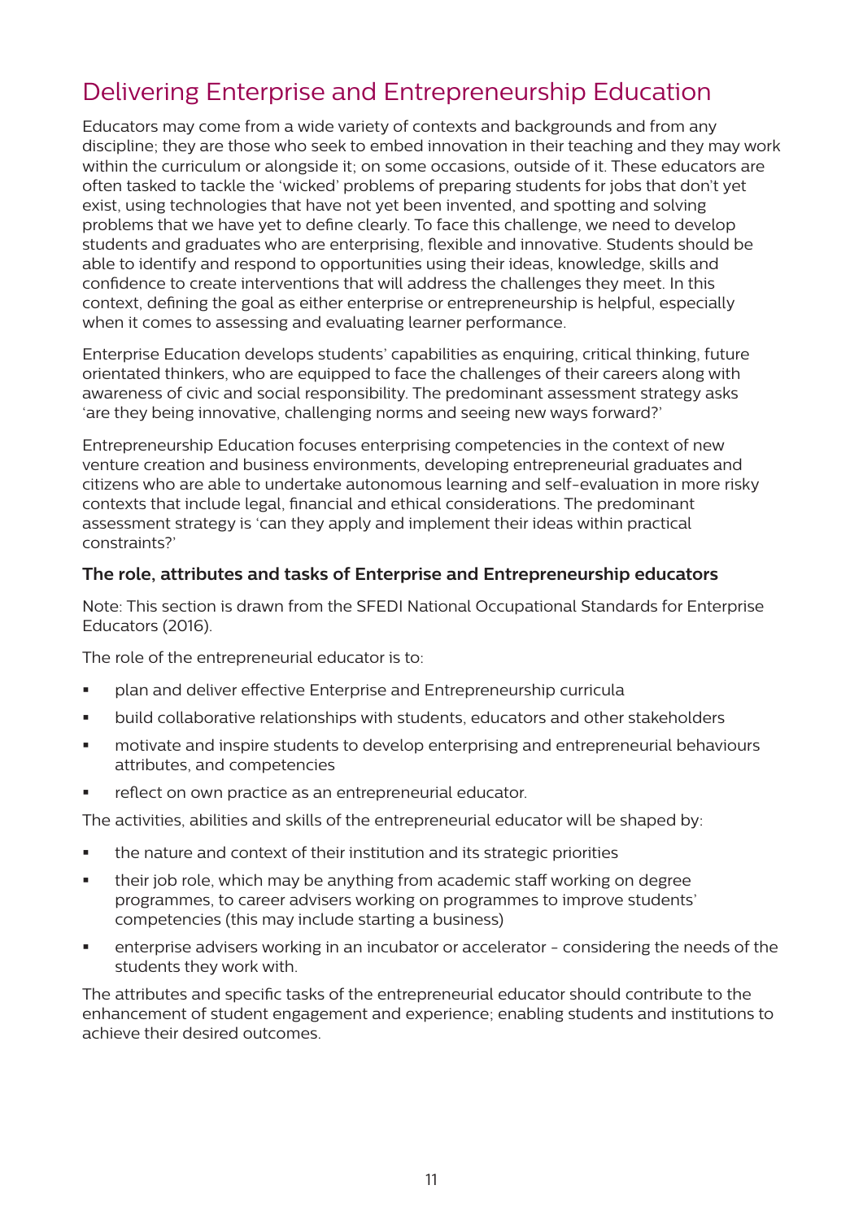# Delivering Enterprise and Entrepreneurship Education

Educators may come from a wide variety of contexts and backgrounds and from any discipline; they are those who seek to embed innovation in their teaching and they may work within the curriculum or alongside it; on some occasions, outside of it. These educators are often tasked to tackle the 'wicked' problems of preparing students for jobs that don't yet exist, using technologies that have not yet been invented, and spotting and solving problems that we have yet to define clearly. To face this challenge, we need to develop students and graduates who are enterprising, flexible and innovative. Students should be able to identify and respond to opportunities using their ideas, knowledge, skills and confidence to create interventions that will address the challenges they meet. In this context, defining the goal as either enterprise or entrepreneurship is helpful, especially when it comes to assessing and evaluating learner performance.

Enterprise Education develops students' capabilities as enquiring, critical thinking, future orientated thinkers, who are equipped to face the challenges of their careers along with awareness of civic and social responsibility. The predominant assessment strategy asks 'are they being innovative, challenging norms and seeing new ways forward?'

Entrepreneurship Education focuses enterprising competencies in the context of new venture creation and business environments, developing entrepreneurial graduates and citizens who are able to undertake autonomous learning and self-evaluation in more risky contexts that include legal, financial and ethical considerations. The predominant assessment strategy is 'can they apply and implement their ideas within practical constraints?'

### The role, attributes and tasks of Enterprise and Entrepreneurship educators

Note: This section is drawn from the SFEDI National Occupational Standards for Enterprise Educators (2016).

The role of the entrepreneurial educator is to:

- plan and deliver effective Enterprise and Entrepreneurship curricula
- build collaborative relationships with students, educators and other stakeholders
- motivate and inspire students to develop enterprising and entrepreneurial behaviours attributes, and competencies
- reflect on own practice as an entrepreneurial educator.

The activities, abilities and skills of the entrepreneurial educator will be shaped by:

- the nature and context of their institution and its strategic priorities
- their job role, which may be anything from academic staff working on degree programmes, to career advisers working on programmes to improve students' competencies (this may include starting a business)
- enterprise advisers working in an incubator or accelerator - considering the needs of the students they work with.

The attributes and specific tasks of the entrepreneurial educator should contribute to the enhancement of student engagement and experience; enabling students and institutions to achieve their desired outcomes.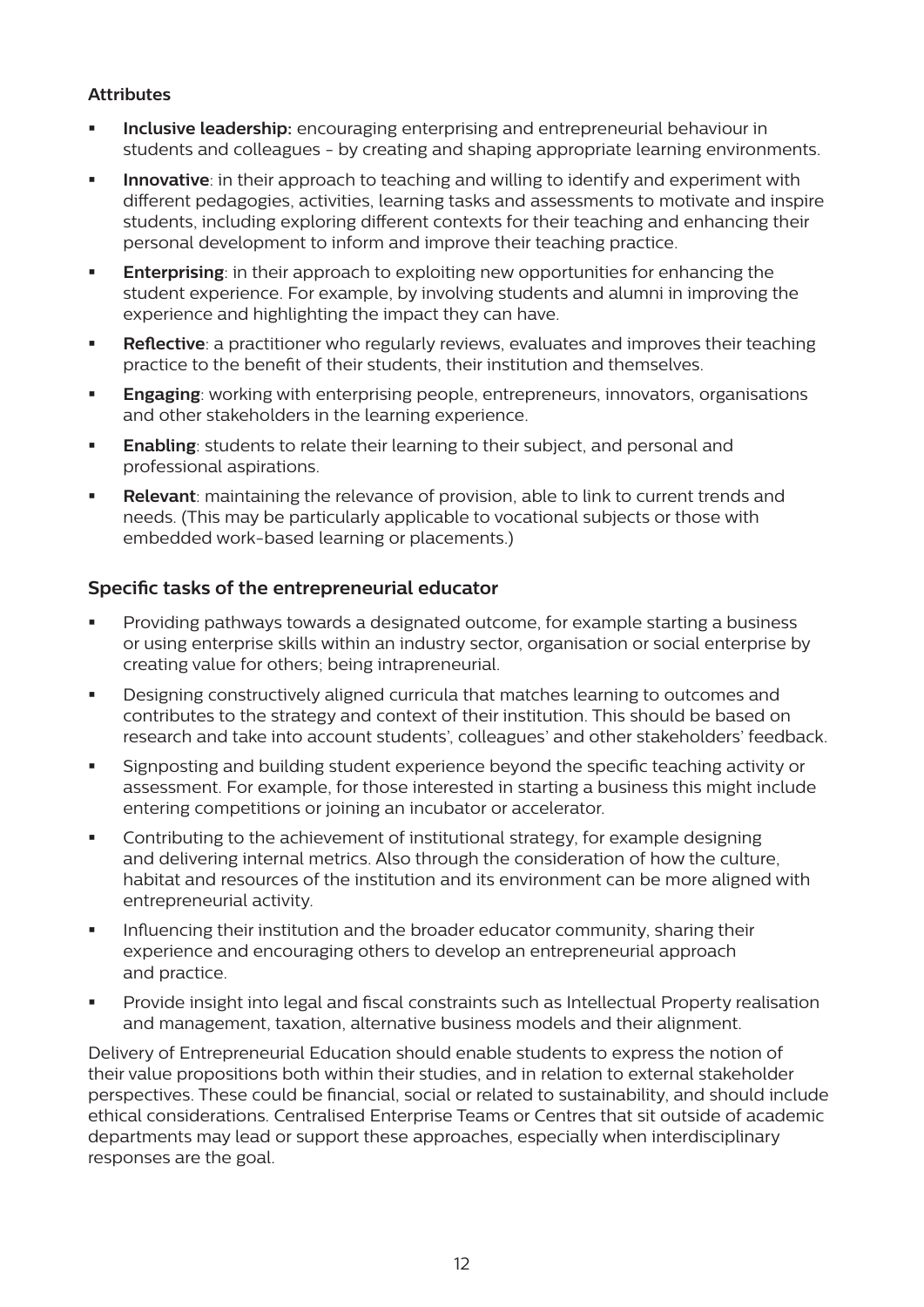**Attributes**

- **Inclusive leadership:** encouraging enterprising and entrepreneurial behaviour in students and colleagues - by creating and shaping appropriate learning environments.
- **Innovative**: in their approach to teaching and willing to identify and experiment with different pedagogies, activities, learning tasks and assessments to motivate and inspire students, including exploring different contexts for their teaching and enhancing their personal development to inform and improve their teaching practice.
- **Enterprising**: in their approach to exploiting new opportunities for enhancing the student experience. For example, by involving students and alumni in improving the experience and highlighting the impact they can have.
- **Reflective**: a practitioner who regularly reviews, evaluates and improves their teaching practice to the benefit of their students, their institution and themselves.
- **Engaging**: working with enterprising people, entrepreneurs, innovators, organisations and other stakeholders in the learning experience.
- **Enabling**: students to relate their learning to their subject, and personal and professional aspirations.
- **Relevant**: maintaining the relevance of provision, able to link to current trends and needs. (This may be particularly applicable to vocational subjects or those with embedded work-based learning or placements.)

## Specific tasks of the entrepreneurial educator

- Providing pathways towards a designated outcome, for example starting a business or using enterprise skills within an industry sector, organisation or social enterprise by creating value for others; being intrapreneurial.
- Designing constructively aligned curricula that matches learning to outcomes and contributes to the strategy and context of their institution. This should be based on research and take into account students', colleagues' and other stakeholders' feedback.
- Signposting and building student experience beyond the specific teaching activity or assessment. For example, for those interested in starting a business this might include entering competitions or joining an incubator or accelerator.
- Contributing to the achievement of institutional strategy, for example designing and delivering internal metrics. Also through the consideration of how the culture, habitat and resources of the institution and its environment can be more aligned with entrepreneurial activity.
- Influencing their institution and the broader educator community, sharing their experience and encouraging others to develop an entrepreneurial approach and practice.
- Provide insight into legal and fiscal constraints such as Intellectual Property realisation and management, taxation, alternative business models and their alignment.

Delivery of Entrepreneurial Education should enable students to express the notion of their value propositions both within their studies, and in relation to external stakeholder perspectives. These could be financial, social or related to sustainability, and should include ethical considerations. Centralised Enterprise Teams or Centres that sit outside of academic departments may lead or support these approaches, especially when interdisciplinary responses are the goal.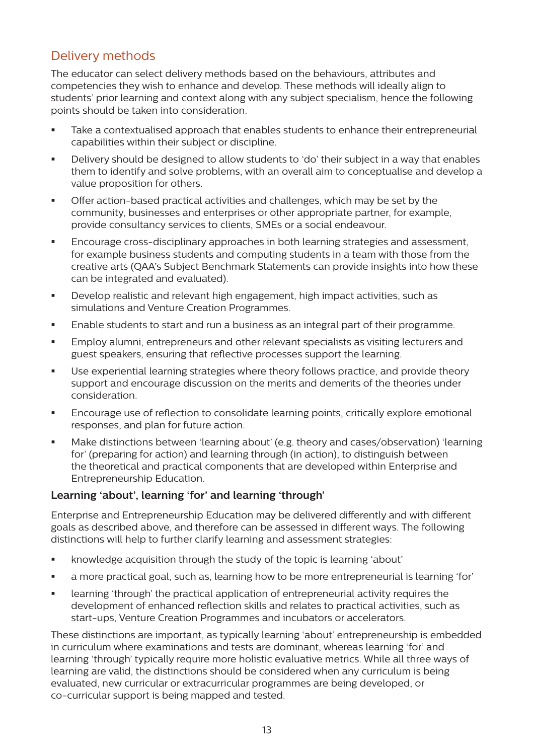## Delivery methods

The educator can select delivery methods based on the behaviours, attributes and competencies they wish to enhance and develop. These methods will ideally align to students' prior learning and context along with any subject specialism, hence the following points should be taken into consideration.

- Take a contextualised approach that enables students to enhance their entrepreneurial capabilities within their subject or discipline.
- Delivery should be designed to allow students to 'do' their subject in a way that enables them to identify and solve problems, with an overall aim to conceptualise and develop a value proposition for others.
- Offer action-based practical activities and challenges, which may be set by the community, businesses and enterprises or other appropriate partner, for example, provide consultancy services to clients, SMEs or a social endeavour.
- Encourage cross-disciplinary approaches in both learning strategies and assessment, for example business students and computing students in a team with those from the creative arts (QAA's Subject Benchmark Statements can provide insights into how these can be integrated and evaluated).
- Develop realistic and relevant high engagement, high impact activities, such as simulations and Venture Creation Programmes.
- Enable students to start and run a business as an integral part of their programme.
- Employ alumni, entrepreneurs and other relevant specialists as visiting lecturers and guest speakers, ensuring that reflective processes support the learning.
- Use experiential learning strategies where theory follows practice, and provide theory support and encourage discussion on the merits and demerits of the theories under consideration.
- Encourage use of reflection to consolidate learning points, critically explore emotional responses, and plan for future action.
- Make distinctions between 'learning about' (e.g. theory and cases/observation) 'learning for' (preparing for action) and learning through (in action), to distinguish between the theoretical and practical components that are developed within Enterprise and Entrepreneurship Education.

### Learning 'about', learning 'for' and learning 'through'

Enterprise and Entrepreneurship Education may be delivered differently and with different goals as described above, and therefore can be assessed in different ways. The following distinctions will help to further clarify learning and assessment strategies:

- knowledge acquisition through the study of the topic is learning 'about'
- a more practical goal, such as, learning how to be more entrepreneurial is learning 'for'
- learning 'through' the practical application of entrepreneurial activity requires the development of enhanced reflection skills and relates to practical activities, such as start-ups, Venture Creation Programmes and incubators or accelerators.

These distinctions are important, as typically learning 'about' entrepreneurship is embedded in curriculum where examinations and tests are dominant, whereas learning 'for' and learning 'through' typically require more holistic evaluative metrics. While all three ways of learning are valid, the distinctions should be considered when any curriculum is being evaluated, new curricular or extracurricular programmes are being developed, or co-curricular support is being mapped and tested.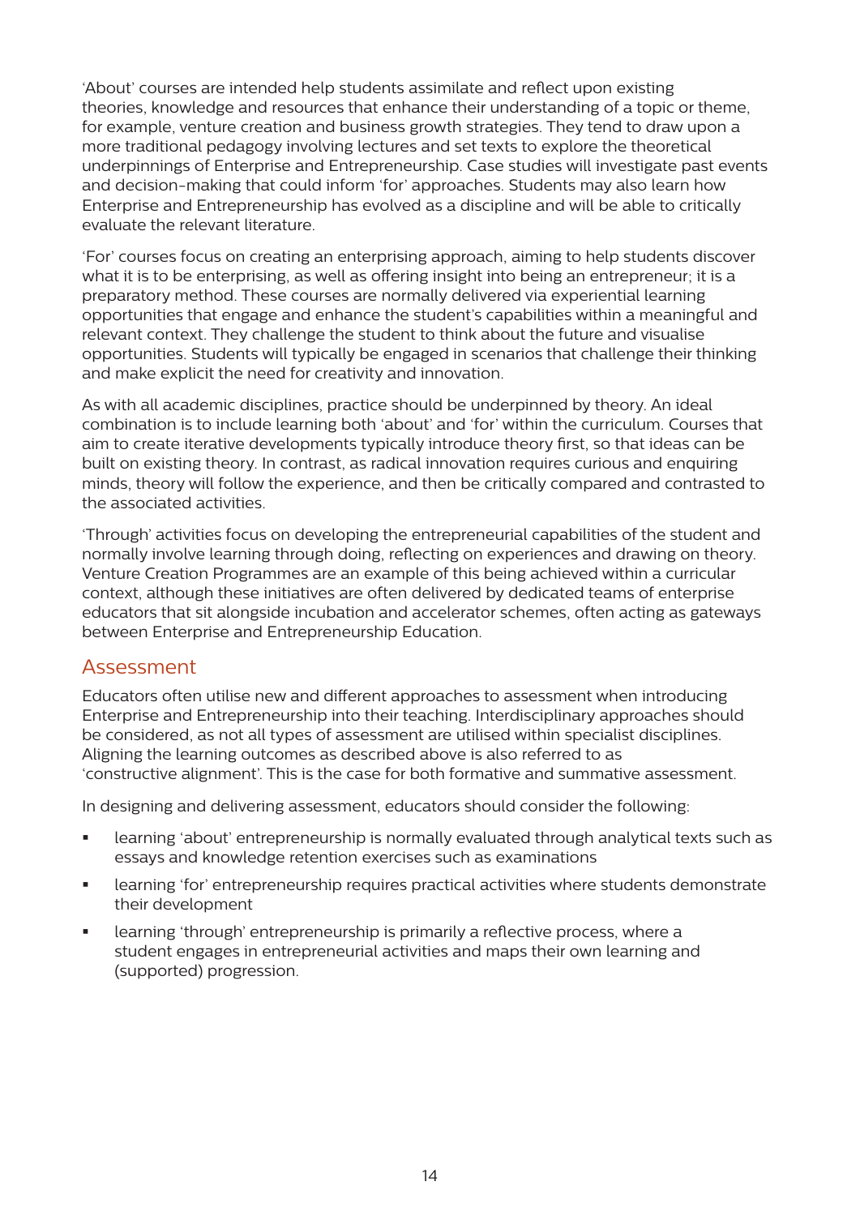'About' courses are intended help students assimilate and reflect upon existing theories, knowledge and resources that enhance their understanding of a topic or theme, for example, venture creation and business growth strategies. They tend to draw upon a more traditional pedagogy involving lectures and set texts to explore the theoretical underpinnings of Enterprise and Entrepreneurship. Case studies will investigate past events and decision-making that could inform 'for' approaches. Students may also learn how Enterprise and Entrepreneurship has evolved as a discipline and will be able to critically evaluate the relevant literature.

'For' courses focus on creating an enterprising approach, aiming to help students discover what it is to be enterprising, as well as offering insight into being an entrepreneur; it is a preparatory method. These courses are normally delivered via experiential learning opportunities that engage and enhance the student's capabilities within a meaningful and relevant context. They challenge the student to think about the future and visualise opportunities. Students will typically be engaged in scenarios that challenge their thinking and make explicit the need for creativity and innovation.

As with all academic disciplines, practice should be underpinned by theory. An ideal combination is to include learning both 'about' and 'for' within the curriculum. Courses that aim to create iterative developments typically introduce theory first, so that ideas can be built on existing theory. In contrast, as radical innovation requires curious and enquiring minds, theory will follow the experience, and then be critically compared and contrasted to the associated activities.

'Through' activities focus on developing the entrepreneurial capabilities of the student and normally involve learning through doing, reflecting on experiences and drawing on theory. Venture Creation Programmes are an example of this being achieved within a curricular context, although these initiatives are often delivered by dedicated teams of enterprise educators that sit alongside incubation and accelerator schemes, often acting as gateways between Enterprise and Entrepreneurship Education.

## Assessment

Educators often utilise new and different approaches to assessment when introducing Enterprise and Entrepreneurship into their teaching. Interdisciplinary approaches should be considered, as not all types of assessment are utilised within specialist disciplines. Aligning the learning outcomes as described above is also referred to as 'constructive alignment'. This is the case for both formative and summative assessment.

In designing and delivering assessment, educators should consider the following:

- learning 'about' entrepreneurship is normally evaluated through analytical texts such as essays and knowledge retention exercises such as examinations
- learning 'for' entrepreneurship requires practical activities where students demonstrate their development
- learning 'through' entrepreneurship is primarily a reflective process, where a student engages in entrepreneurial activities and maps their own learning and (supported) progression.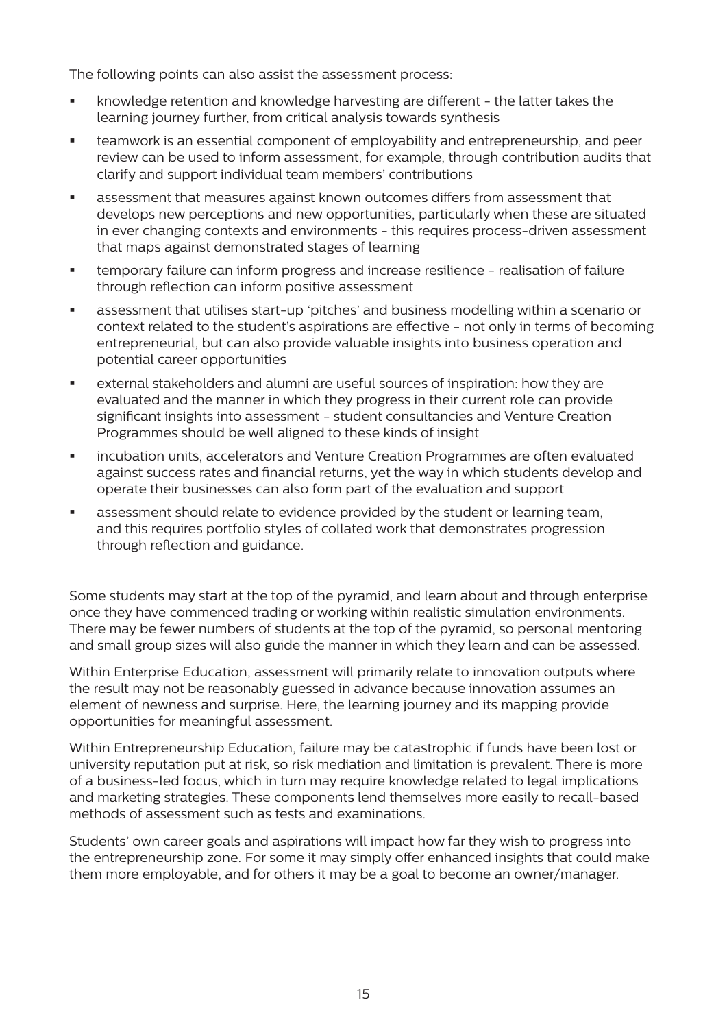The following points can also assist the assessment process:

- knowledge retention and knowledge harvesting are different - the latter takes the learning journey further, from critical analysis towards synthesis
- teamwork is an essential component of employability and entrepreneurship, and peer review can be used to inform assessment, for example, through contribution audits that clarify and support individual team members' contributions
- assessment that measures against known outcomes differs from assessment that develops new perceptions and new opportunities, particularly when these are situated in ever changing contexts and environments - this requires process-driven assessment that maps against demonstrated stages of learning
- temporary failure can inform progress and increase resilience - realisation of failure through reflection can inform positive assessment
- assessment that utilises start-up 'pitches' and business modelling within a scenario or context related to the student's aspirations are effective - not only in terms of becoming entrepreneurial, but can also provide valuable insights into business operation and potential career opportunities
- external stakeholders and alumni are useful sources of inspiration: how they are evaluated and the manner in which they progress in their current role can provide significant insights into assessment - student consultancies and Venture Creation Programmes should be well aligned to these kinds of insight
- incubation units, accelerators and Venture Creation Programmes are often evaluated against success rates and financial returns, yet the way in which students develop and operate their businesses can also form part of the evaluation and support
- assessment should relate to evidence provided by the student or learning team, and this requires portfolio styles of collated work that demonstrates progression through reflection and guidance.

Some students may start at the top of the pyramid, and learn about and through enterprise once they have commenced trading or working within realistic simulation environments. There may be fewer numbers of students at the top of the pyramid, so personal mentoring and small group sizes will also guide the manner in which they learn and can be assessed.

Within Enterprise Education, assessment will primarily relate to innovation outputs where the result may not be reasonably guessed in advance because innovation assumes an element of newness and surprise. Here, the learning journey and its mapping provide opportunities for meaningful assessment.

Within Entrepreneurship Education, failure may be catastrophic if funds have been lost or university reputation put at risk, so risk mediation and limitation is prevalent. There is more of a business-led focus, which in turn may require knowledge related to legal implications and marketing strategies. These components lend themselves more easily to recall-based methods of assessment such as tests and examinations.

Students' own career goals and aspirations will impact how far they wish to progress into the entrepreneurship zone. For some it may simply offer enhanced insights that could make them more employable, and for others it may be a goal to become an owner/manager.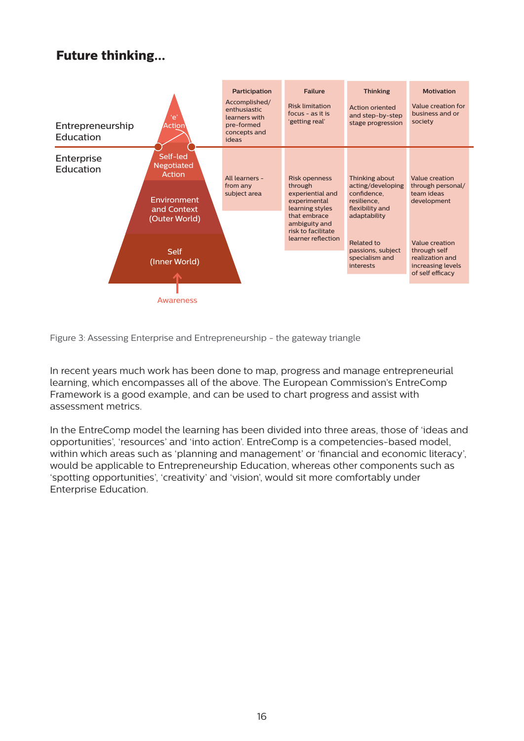# Future thinking...

| | Participation | Failure | Thinking | Motivation |
|---|---|---|---|---|
| **Entrepreneurship Education** ('e' Action) | Accomplished/ enthusiastic learners with pre-formed concepts and ideas | Risk limitation focus - as it is 'getting real' | Action oriented and step-by-step stage progression | Value creation for business and or society |
| **Enterprise Education** (Self-led Negotiated Action; Environment and Context (Outer World)) | All learners - from any subject area | Risk openness through experiential and experimental learning styles that embrace ambiguity and risk to facilitate learner reflection | Thinking about acting/developing confidence, resilience, flexibility and adaptability | Value creation through personal/ team ideas development |
| Self (Inner World) ↑ Awareness | | | Related to passions, subject specialism and interests | Value creation through self realization and increasing levels of self efficacy |

Figure 3: Assessing Enterprise and Entrepreneurship - the gateway triangle

In recent years much work has been done to map, progress and manage entrepreneurial learning, which encompasses all of the above. The European Commission's EntreComp Framework is a good example, and can be used to chart progress and assist with assessment metrics.

In the EntreComp model the learning has been divided into three areas, those of 'ideas and opportunities', 'resources' and 'into action'. EntreComp is a competencies-based model, within which areas such as 'planning and management' or 'financial and economic literacy', would be applicable to Entrepreneurship Education, whereas other components such as 'spotting opportunities', 'creativity' and 'vision', would sit more comfortably under Enterprise Education.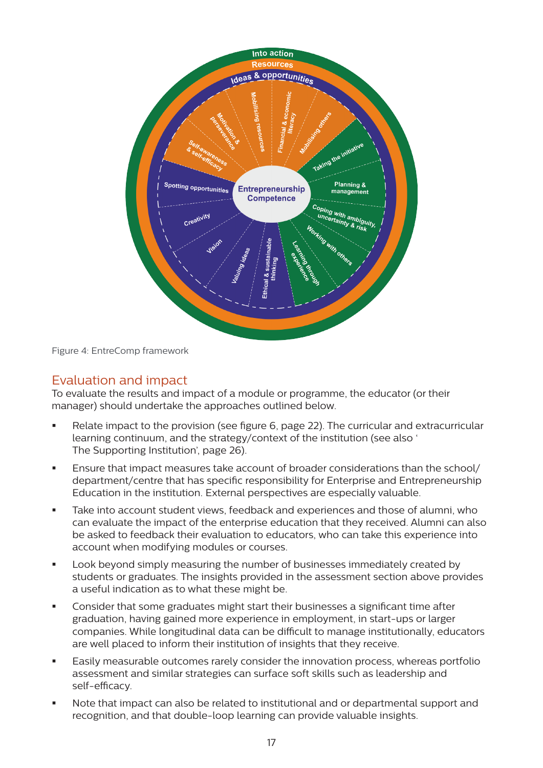Figure 4: EntreComp framework

## Evaluation and impact

To evaluate the results and impact of a module or programme, the educator (or their manager) should undertake the approaches outlined below.

- Relate impact to the provision (see figure 6, page 22). The curricular and extracurricular learning continuum, and the strategy/context of the institution (see also ' The Supporting Institution', page 26).
- Ensure that impact measures take account of broader considerations than the school/department/centre that has specific responsibility for Enterprise and Entrepreneurship Education in the institution. External perspectives are especially valuable.
- Take into account student views, feedback and experiences and those of alumni, who can evaluate the impact of the enterprise education that they received. Alumni can also be asked to feedback their evaluation to educators, who can take this experience into account when modifying modules or courses.
- Look beyond simply measuring the number of businesses immediately created by students or graduates. The insights provided in the assessment section above provides a useful indication as to what these might be.
- Consider that some graduates might start their businesses a significant time after graduation, having gained more experience in employment, in start-ups or larger companies. While longitudinal data can be difficult to manage institutionally, educators are well placed to inform their institution of insights that they receive.
- Easily measurable outcomes rarely consider the innovation process, whereas portfolio assessment and similar strategies can surface soft skills such as leadership and self-efficacy.
- Note that impact can also be related to institutional and or departmental support and recognition, and that double-loop learning can provide valuable insights.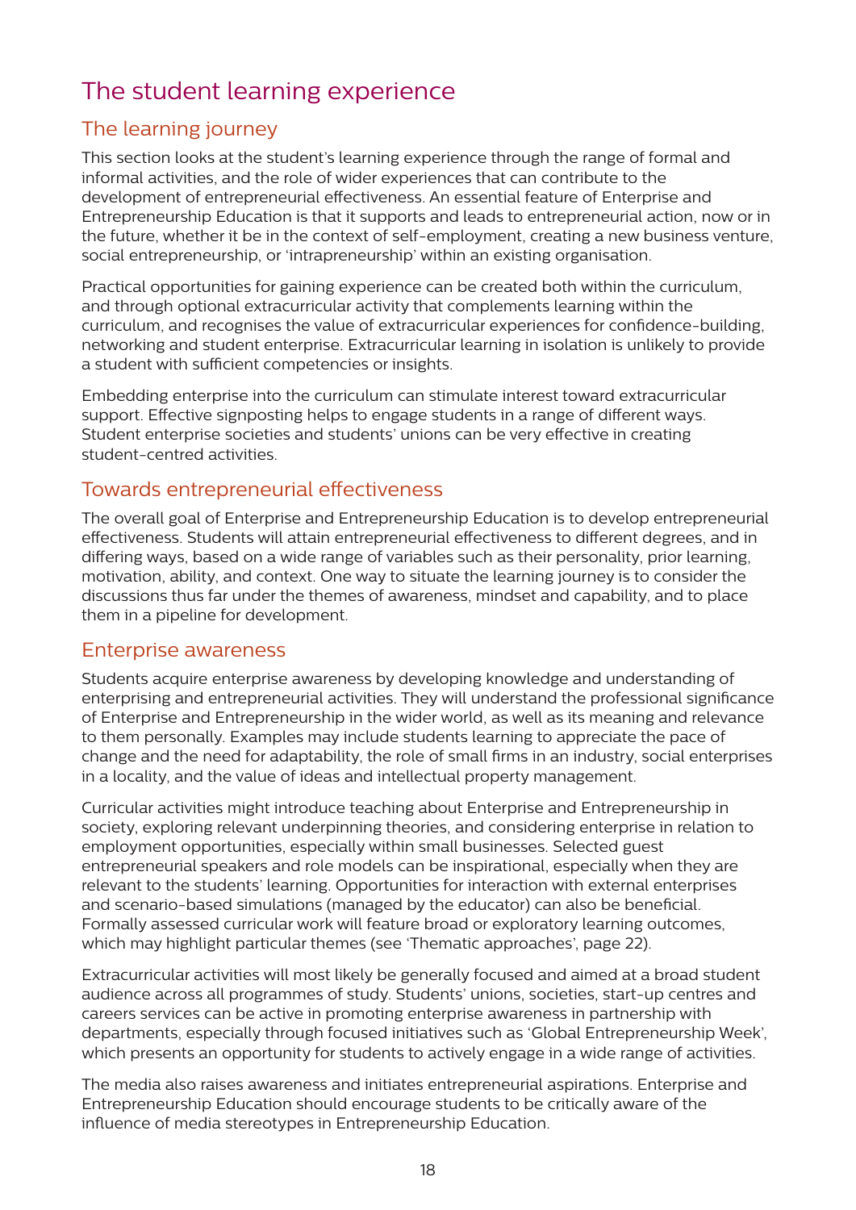# The student learning experience

## The learning journey

This section looks at the student's learning experience through the range of formal and informal activities, and the role of wider experiences that can contribute to the development of entrepreneurial effectiveness. An essential feature of Enterprise and Entrepreneurship Education is that it supports and leads to entrepreneurial action, now or in the future, whether it be in the context of self-employment, creating a new business venture, social entrepreneurship, or 'intrapreneurship' within an existing organisation.

Practical opportunities for gaining experience can be created both within the curriculum, and through optional extracurricular activity that complements learning within the curriculum, and recognises the value of extracurricular experiences for confidence-building, networking and student enterprise. Extracurricular learning in isolation is unlikely to provide a student with sufficient competencies or insights.

Embedding enterprise into the curriculum can stimulate interest toward extracurricular support. Effective signposting helps to engage students in a range of different ways. Student enterprise societies and students' unions can be very effective in creating student-centred activities.

## Towards entrepreneurial effectiveness

The overall goal of Enterprise and Entrepreneurship Education is to develop entrepreneurial effectiveness. Students will attain entrepreneurial effectiveness to different degrees, and in differing ways, based on a wide range of variables such as their personality, prior learning, motivation, ability, and context. One way to situate the learning journey is to consider the discussions thus far under the themes of awareness, mindset and capability, and to place them in a pipeline for development.

## Enterprise awareness

Students acquire enterprise awareness by developing knowledge and understanding of enterprising and entrepreneurial activities. They will understand the professional significance of Enterprise and Entrepreneurship in the wider world, as well as its meaning and relevance to them personally. Examples may include students learning to appreciate the pace of change and the need for adaptability, the role of small firms in an industry, social enterprises in a locality, and the value of ideas and intellectual property management.

Curricular activities might introduce teaching about Enterprise and Entrepreneurship in society, exploring relevant underpinning theories, and considering enterprise in relation to employment opportunities, especially within small businesses. Selected guest entrepreneurial speakers and role models can be inspirational, especially when they are relevant to the students' learning. Opportunities for interaction with external enterprises and scenario-based simulations (managed by the educator) can also be beneficial. Formally assessed curricular work will feature broad or exploratory learning outcomes, which may highlight particular themes (see 'Thematic approaches', page 22).

Extracurricular activities will most likely be generally focused and aimed at a broad student audience across all programmes of study. Students' unions, societies, start-up centres and careers services can be active in promoting enterprise awareness in partnership with departments, especially through focused initiatives such as 'Global Entrepreneurship Week', which presents an opportunity for students to actively engage in a wide range of activities.

The media also raises awareness and initiates entrepreneurial aspirations. Enterprise and Entrepreneurship Education should encourage students to be critically aware of the influence of media stereotypes in Entrepreneurship Education.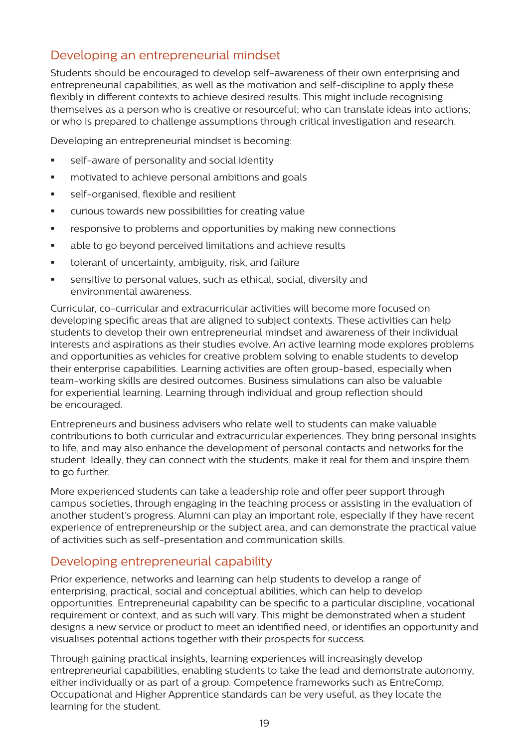## Developing an entrepreneurial mindset

Students should be encouraged to develop self-awareness of their own enterprising and entrepreneurial capabilities, as well as the motivation and self-discipline to apply these flexibly in different contexts to achieve desired results. This might include recognising themselves as a person who is creative or resourceful; who can translate ideas into actions; or who is prepared to challenge assumptions through critical investigation and research.

Developing an entrepreneurial mindset is becoming:

- self-aware of personality and social identity
- motivated to achieve personal ambitions and goals
- self-organised, flexible and resilient
- curious towards new possibilities for creating value
- responsive to problems and opportunities by making new connections
- able to go beyond perceived limitations and achieve results
- tolerant of uncertainty, ambiguity, risk, and failure
- sensitive to personal values, such as ethical, social, diversity and environmental awareness.

Curricular, co-curricular and extracurricular activities will become more focused on developing specific areas that are aligned to subject contexts. These activities can help students to develop their own entrepreneurial mindset and awareness of their individual interests and aspirations as their studies evolve. An active learning mode explores problems and opportunities as vehicles for creative problem solving to enable students to develop their enterprise capabilities. Learning activities are often group-based, especially when team-working skills are desired outcomes. Business simulations can also be valuable for experiential learning. Learning through individual and group reflection should be encouraged.

Entrepreneurs and business advisers who relate well to students can make valuable contributions to both curricular and extracurricular experiences. They bring personal insights to life, and may also enhance the development of personal contacts and networks for the student. Ideally, they can connect with the students, make it real for them and inspire them to go further.

More experienced students can take a leadership role and offer peer support through campus societies, through engaging in the teaching process or assisting in the evaluation of another student's progress. Alumni can play an important role, especially if they have recent experience of entrepreneurship or the subject area, and can demonstrate the practical value of activities such as self-presentation and communication skills.

## Developing entrepreneurial capability

Prior experience, networks and learning can help students to develop a range of enterprising, practical, social and conceptual abilities, which can help to develop opportunities. Entrepreneurial capability can be specific to a particular discipline, vocational requirement or context, and as such will vary. This might be demonstrated when a student designs a new service or product to meet an identified need, or identifies an opportunity and visualises potential actions together with their prospects for success.

Through gaining practical insights, learning experiences will increasingly develop entrepreneurial capabilities, enabling students to take the lead and demonstrate autonomy, either individually or as part of a group. Competence frameworks such as EntreComp, Occupational and Higher Apprentice standards can be very useful, as they locate the learning for the student.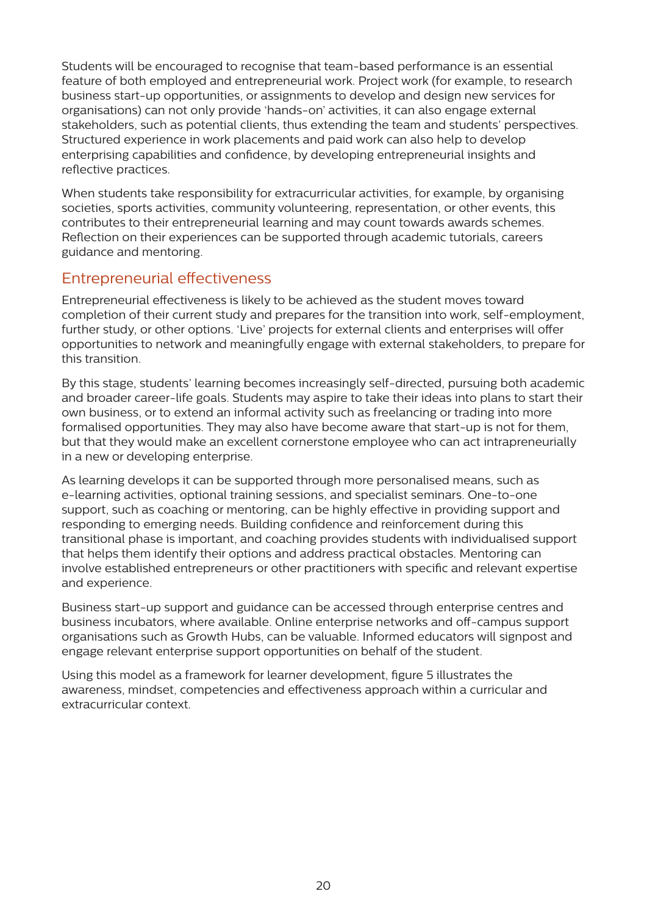Students will be encouraged to recognise that team-based performance is an essential feature of both employed and entrepreneurial work. Project work (for example, to research business start-up opportunities, or assignments to develop and design new services for organisations) can not only provide 'hands-on' activities, it can also engage external stakeholders, such as potential clients, thus extending the team and students' perspectives. Structured experience in work placements and paid work can also help to develop enterprising capabilities and confidence, by developing entrepreneurial insights and reflective practices.

When students take responsibility for extracurricular activities, for example, by organising societies, sports activities, community volunteering, representation, or other events, this contributes to their entrepreneurial learning and may count towards awards schemes. Reflection on their experiences can be supported through academic tutorials, careers guidance and mentoring.

## Entrepreneurial effectiveness

Entrepreneurial effectiveness is likely to be achieved as the student moves toward completion of their current study and prepares for the transition into work, self-employment, further study, or other options. 'Live' projects for external clients and enterprises will offer opportunities to network and meaningfully engage with external stakeholders, to prepare for this transition.

By this stage, students' learning becomes increasingly self-directed, pursuing both academic and broader career-life goals. Students may aspire to take their ideas into plans to start their own business, or to extend an informal activity such as freelancing or trading into more formalised opportunities. They may also have become aware that start-up is not for them, but that they would make an excellent cornerstone employee who can act intrapreneurially in a new or developing enterprise.

As learning develops it can be supported through more personalised means, such as e-learning activities, optional training sessions, and specialist seminars. One-to-one support, such as coaching or mentoring, can be highly effective in providing support and responding to emerging needs. Building confidence and reinforcement during this transitional phase is important, and coaching provides students with individualised support that helps them identify their options and address practical obstacles. Mentoring can involve established entrepreneurs or other practitioners with specific and relevant expertise and experience.

Business start-up support and guidance can be accessed through enterprise centres and business incubators, where available. Online enterprise networks and off-campus support organisations such as Growth Hubs, can be valuable. Informed educators will signpost and engage relevant enterprise support opportunities on behalf of the student.

Using this model as a framework for learner development, figure 5 illustrates the awareness, mindset, competencies and effectiveness approach within a curricular and extracurricular context.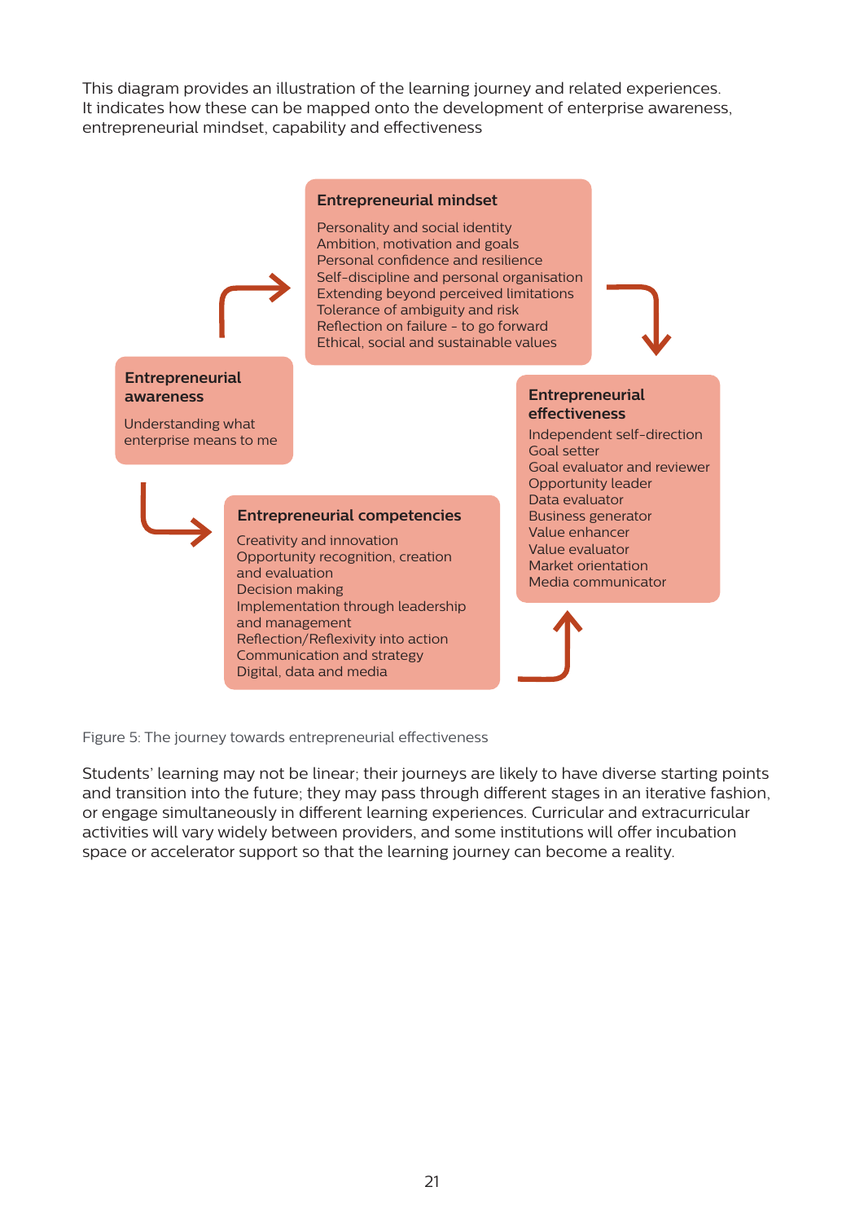This diagram provides an illustration of the learning journey and related experiences. It indicates how these can be mapped onto the development of enterprise awareness, entrepreneurial mindset, capability and effectiveness

**Entrepreneurial awareness**

Understanding what enterprise means to me

**Entrepreneurial mindset**

Personality and social identity
Ambition, motivation and goals
Personal confidence and resilience
Self-discipline and personal organisation
Extending beyond perceived limitations
Tolerance of ambiguity and risk
Reflection on failure – to go forward
Ethical, social and sustainable values

**Entrepreneurial competencies**

Creativity and innovation
Opportunity recognition, creation and evaluation
Decision making
Implementation through leadership and management
Reflection/Reflexivity into action
Communication and strategy
Digital, data and media

**Entrepreneurial effectiveness**

Independent self-direction
Goal setter
Goal evaluator and reviewer
Opportunity leader
Data evaluator
Business generator
Value enhancer
Value evaluator
Market orientation
Media communicator

Figure 5: The journey towards entrepreneurial effectiveness

Students' learning may not be linear; their journeys are likely to have diverse starting points and transition into the future; they may pass through different stages in an iterative fashion, or engage simultaneously in different learning experiences. Curricular and extracurricular activities will vary widely between providers, and some institutions will offer incubation space or accelerator support so that the learning journey can become a reality.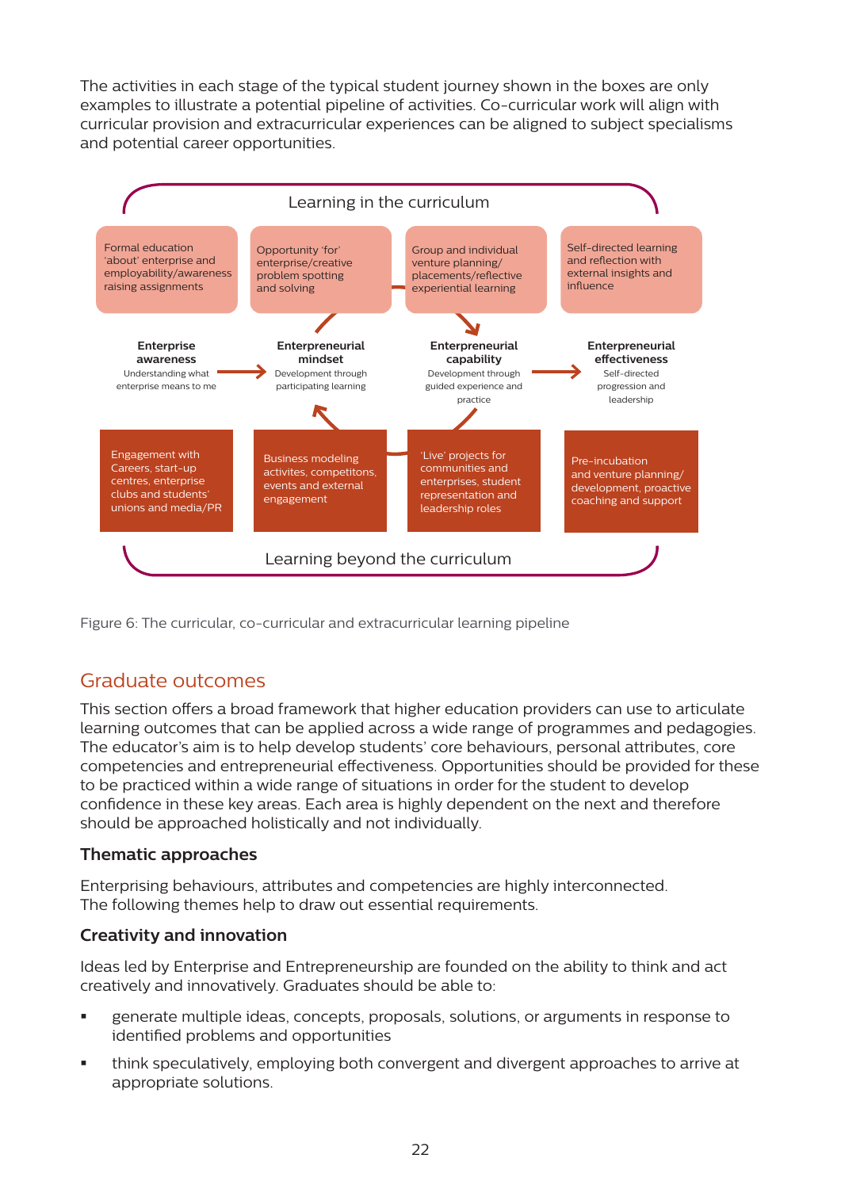The activities in each stage of the typical student journey shown in the boxes are only examples to illustrate a potential pipeline of activities. Co-curricular work will align with curricular provision and extracurricular experiences can be aligned to subject specialisms and potential career opportunities.

Learning in the curriculum

Formal education 'about' enterprise and employability/awareness raising assignments

Opportunity 'for' enterprise/creative problem spotting and solving

Group and individual venture planning/ placements/reflective experiential learning

Self-directed learning and reflection with external insights and influence

**Enterprise awareness**
Understanding what enterprise means to me

**Enterpreneurial mindset**
Development through participating learning

**Enterpreneurial capability**
Development through guided experience and practice

**Enterpreneurial effectiveness**
Self-directed progression and leadership

Engagement with Careers, start-up centres, enterprise clubs and students' unions and media/PR

Business modeling activites, competitons, events and external engagement

'Live' projects for communities and enterprises, student representation and leadership roles

Pre-incubation and venture planning/ development, proactive coaching and support

Learning beyond the curriculum

Figure 6: The curricular, co-curricular and extracurricular learning pipeline

## Graduate outcomes

This section offers a broad framework that higher education providers can use to articulate learning outcomes that can be applied across a wide range of programmes and pedagogies. The educator's aim is to help develop students' core behaviours, personal attributes, core competencies and entrepreneurial effectiveness. Opportunities should be provided for these to be practiced within a wide range of situations in order for the student to develop confidence in these key areas. Each area is highly dependent on the next and therefore should be approached holistically and not individually.

### Thematic approaches

Enterprising behaviours, attributes and competencies are highly interconnected. The following themes help to draw out essential requirements.

### Creativity and innovation

Ideas led by Enterprise and Entrepreneurship are founded on the ability to think and act creatively and innovatively. Graduates should be able to:

- generate multiple ideas, concepts, proposals, solutions, or arguments in response to identified problems and opportunities
- think speculatively, employing both convergent and divergent approaches to arrive at appropriate solutions.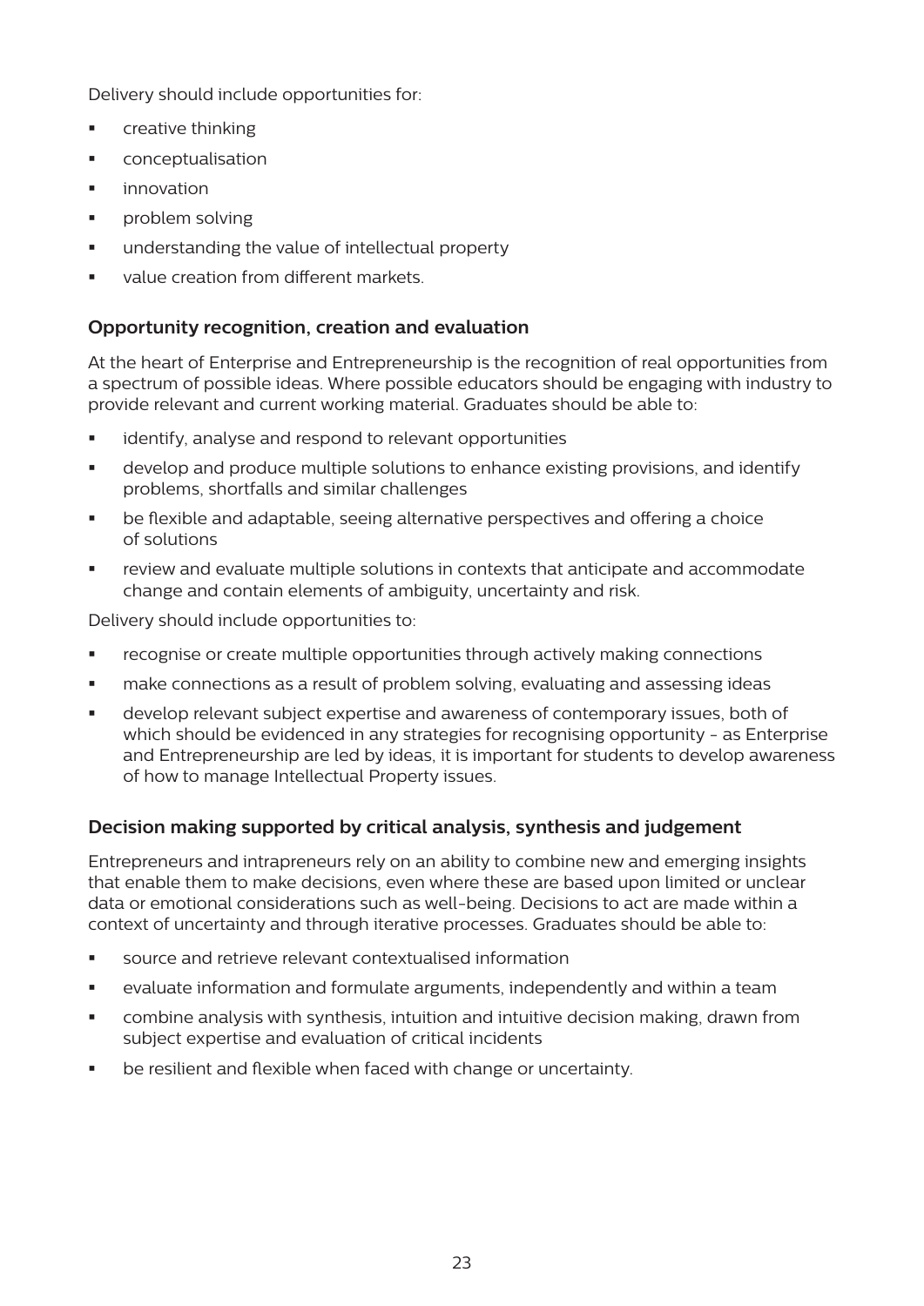Delivery should include opportunities for:

- creative thinking
- conceptualisation
- innovation
- problem solving
- understanding the value of intellectual property
- value creation from different markets.

### Opportunity recognition, creation and evaluation

At the heart of Enterprise and Entrepreneurship is the recognition of real opportunities from a spectrum of possible ideas. Where possible educators should be engaging with industry to provide relevant and current working material. Graduates should be able to:

- identify, analyse and respond to relevant opportunities
- develop and produce multiple solutions to enhance existing provisions, and identify problems, shortfalls and similar challenges
- be flexible and adaptable, seeing alternative perspectives and offering a choice of solutions
- review and evaluate multiple solutions in contexts that anticipate and accommodate change and contain elements of ambiguity, uncertainty and risk.

Delivery should include opportunities to:

- recognise or create multiple opportunities through actively making connections
- make connections as a result of problem solving, evaluating and assessing ideas
- develop relevant subject expertise and awareness of contemporary issues, both of which should be evidenced in any strategies for recognising opportunity - as Enterprise and Entrepreneurship are led by ideas, it is important for students to develop awareness of how to manage Intellectual Property issues.

### Decision making supported by critical analysis, synthesis and judgement

Entrepreneurs and intrapreneurs rely on an ability to combine new and emerging insights that enable them to make decisions, even where these are based upon limited or unclear data or emotional considerations such as well-being. Decisions to act are made within a context of uncertainty and through iterative processes. Graduates should be able to:

- source and retrieve relevant contextualised information
- evaluate information and formulate arguments, independently and within a team
- combine analysis with synthesis, intuition and intuitive decision making, drawn from subject expertise and evaluation of critical incidents
- be resilient and flexible when faced with change or uncertainty.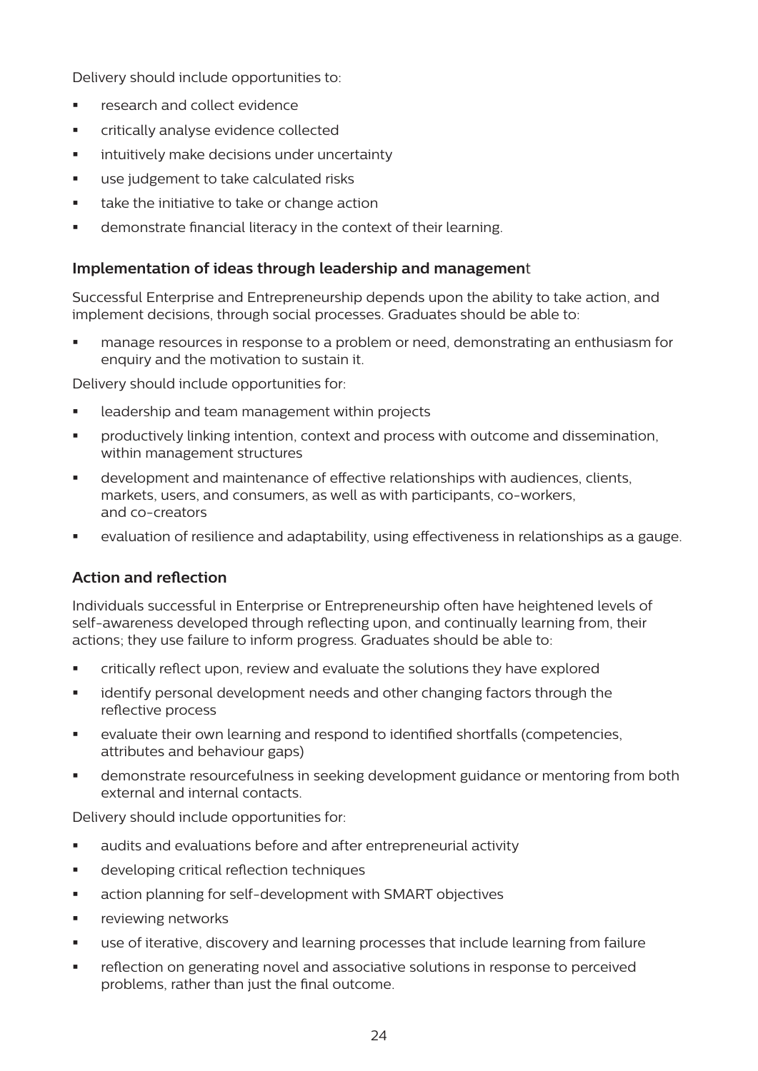Delivery should include opportunities to:

- research and collect evidence
- critically analyse evidence collected
- intuitively make decisions under uncertainty
- use judgement to take calculated risks
- take the initiative to take or change action
- demonstrate financial literacy in the context of their learning.

### Implementation of ideas through leadership and management

Successful Enterprise and Entrepreneurship depends upon the ability to take action, and implement decisions, through social processes. Graduates should be able to:

- manage resources in response to a problem or need, demonstrating an enthusiasm for enquiry and the motivation to sustain it.

Delivery should include opportunities for:

- leadership and team management within projects
- productively linking intention, context and process with outcome and dissemination, within management structures
- development and maintenance of effective relationships with audiences, clients, markets, users, and consumers, as well as with participants, co-workers, and co-creators
- evaluation of resilience and adaptability, using effectiveness in relationships as a gauge.

### Action and reflection

Individuals successful in Enterprise or Entrepreneurship often have heightened levels of self-awareness developed through reflecting upon, and continually learning from, their actions; they use failure to inform progress. Graduates should be able to:

- critically reflect upon, review and evaluate the solutions they have explored
- identify personal development needs and other changing factors through the reflective process
- evaluate their own learning and respond to identified shortfalls (competencies, attributes and behaviour gaps)
- demonstrate resourcefulness in seeking development guidance or mentoring from both external and internal contacts.

Delivery should include opportunities for:

- audits and evaluations before and after entrepreneurial activity
- developing critical reflection techniques
- action planning for self-development with SMART objectives
- reviewing networks
- use of iterative, discovery and learning processes that include learning from failure
- reflection on generating novel and associative solutions in response to perceived problems, rather than just the final outcome.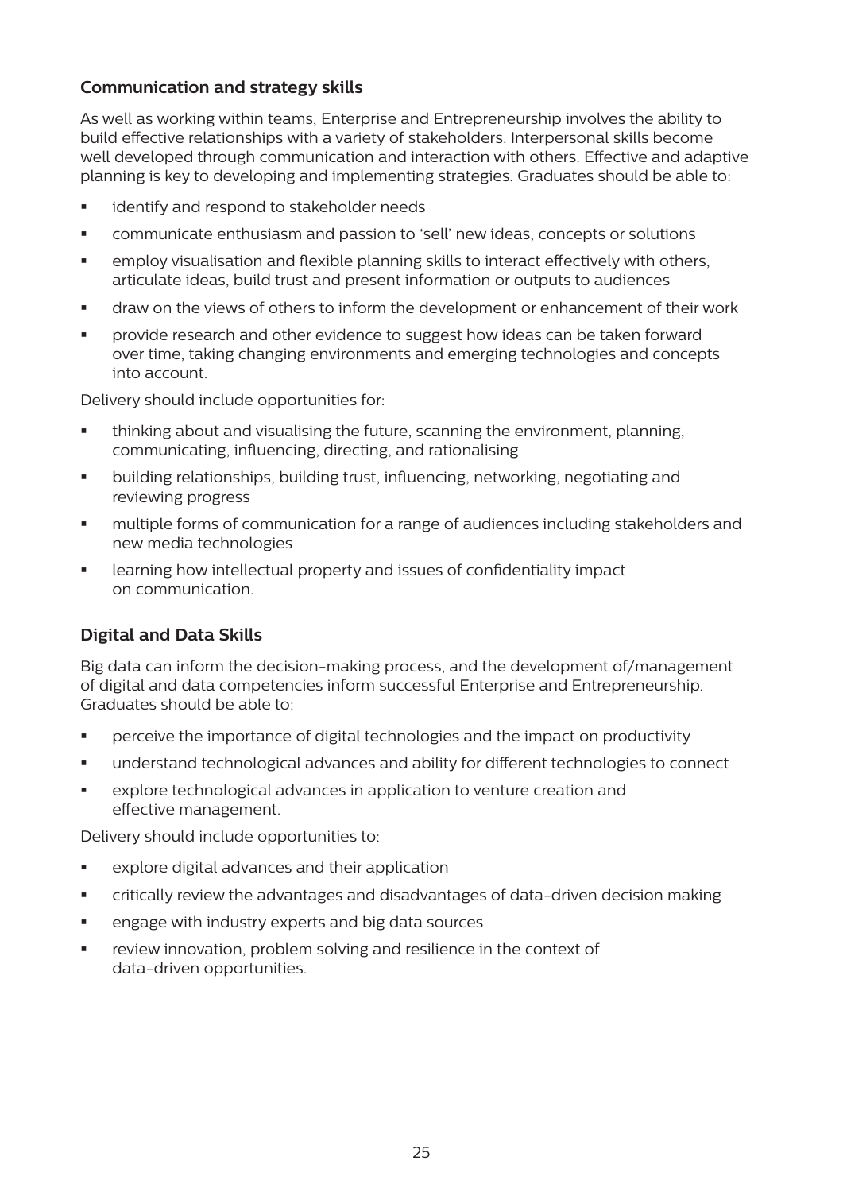### Communication and strategy skills

As well as working within teams, Enterprise and Entrepreneurship involves the ability to build effective relationships with a variety of stakeholders. Interpersonal skills become well developed through communication and interaction with others. Effective and adaptive planning is key to developing and implementing strategies. Graduates should be able to:

- identify and respond to stakeholder needs
- communicate enthusiasm and passion to 'sell' new ideas, concepts or solutions
- employ visualisation and flexible planning skills to interact effectively with others, articulate ideas, build trust and present information or outputs to audiences
- draw on the views of others to inform the development or enhancement of their work
- provide research and other evidence to suggest how ideas can be taken forward over time, taking changing environments and emerging technologies and concepts into account.

Delivery should include opportunities for:

- thinking about and visualising the future, scanning the environment, planning, communicating, influencing, directing, and rationalising
- building relationships, building trust, influencing, networking, negotiating and reviewing progress
- multiple forms of communication for a range of audiences including stakeholders and new media technologies
- learning how intellectual property and issues of confidentiality impact on communication.

### Digital and Data Skills

Big data can inform the decision-making process, and the development of/management of digital and data competencies inform successful Enterprise and Entrepreneurship. Graduates should be able to:

- perceive the importance of digital technologies and the impact on productivity
- understand technological advances and ability for different technologies to connect
- explore technological advances in application to venture creation and effective management.

Delivery should include opportunities to:

- explore digital advances and their application
- critically review the advantages and disadvantages of data-driven decision making
- engage with industry experts and big data sources
- review innovation, problem solving and resilience in the context of data-driven opportunities.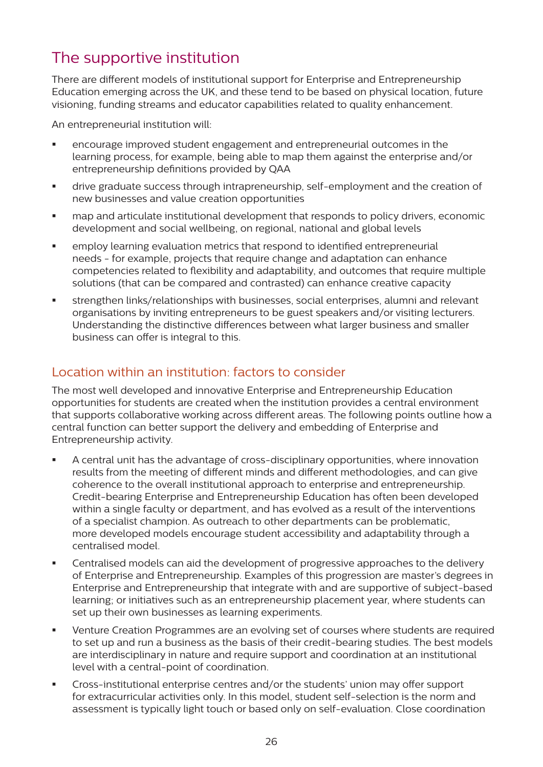## The supportive institution

There are different models of institutional support for Enterprise and Entrepreneurship Education emerging across the UK, and these tend to be based on physical location, future visioning, funding streams and educator capabilities related to quality enhancement.

An entrepreneurial institution will:

- encourage improved student engagement and entrepreneurial outcomes in the learning process, for example, being able to map them against the enterprise and/or entrepreneurship definitions provided by QAA
- drive graduate success through intrapreneurship, self-employment and the creation of new businesses and value creation opportunities
- map and articulate institutional development that responds to policy drivers, economic development and social wellbeing, on regional, national and global levels
- employ learning evaluation metrics that respond to identified entrepreneurial needs - for example, projects that require change and adaptation can enhance competencies related to flexibility and adaptability, and outcomes that require multiple solutions (that can be compared and contrasted) can enhance creative capacity
- strengthen links/relationships with businesses, social enterprises, alumni and relevant organisations by inviting entrepreneurs to be guest speakers and/or visiting lecturers. Understanding the distinctive differences between what larger business and smaller business can offer is integral to this.

### Location within an institution: factors to consider

The most well developed and innovative Enterprise and Entrepreneurship Education opportunities for students are created when the institution provides a central environment that supports collaborative working across different areas. The following points outline how a central function can better support the delivery and embedding of Enterprise and Entrepreneurship activity.

- A central unit has the advantage of cross-disciplinary opportunities, where innovation results from the meeting of different minds and different methodologies, and can give coherence to the overall institutional approach to enterprise and entrepreneurship. Credit-bearing Enterprise and Entrepreneurship Education has often been developed within a single faculty or department, and has evolved as a result of the interventions of a specialist champion. As outreach to other departments can be problematic, more developed models encourage student accessibility and adaptability through a centralised model.
- Centralised models can aid the development of progressive approaches to the delivery of Enterprise and Entrepreneurship. Examples of this progression are master's degrees in Enterprise and Entrepreneurship that integrate with and are supportive of subject-based learning; or initiatives such as an entrepreneurship placement year, where students can set up their own businesses as learning experiments.
- Venture Creation Programmes are an evolving set of courses where students are required to set up and run a business as the basis of their credit-bearing studies. The best models are interdisciplinary in nature and require support and coordination at an institutional level with a central-point of coordination.
- Cross-institutional enterprise centres and/or the students' union may offer support for extracurricular activities only. In this model, student self-selection is the norm and assessment is typically light touch or based only on self-evaluation. Close coordination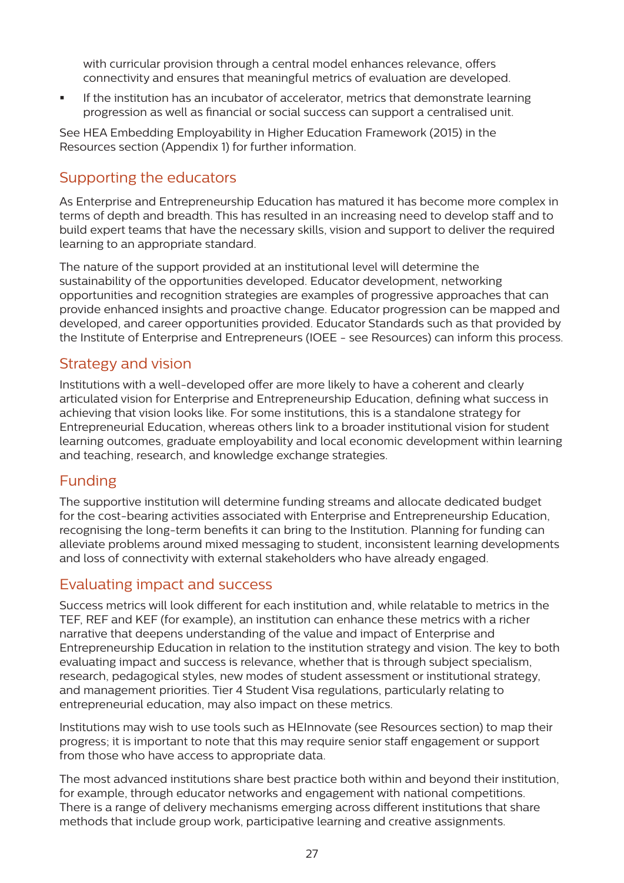with curricular provision through a central model enhances relevance, offers connectivity and ensures that meaningful metrics of evaluation are developed.

- If the institution has an incubator of accelerator, metrics that demonstrate learning progression as well as financial or social success can support a centralised unit.

See HEA Embedding Employability in Higher Education Framework (2015) in the Resources section (Appendix 1) for further information.

## Supporting the educators

As Enterprise and Entrepreneurship Education has matured it has become more complex in terms of depth and breadth. This has resulted in an increasing need to develop staff and to build expert teams that have the necessary skills, vision and support to deliver the required learning to an appropriate standard.

The nature of the support provided at an institutional level will determine the sustainability of the opportunities developed. Educator development, networking opportunities and recognition strategies are examples of progressive approaches that can provide enhanced insights and proactive change. Educator progression can be mapped and developed, and career opportunities provided. Educator Standards such as that provided by the Institute of Enterprise and Entrepreneurs (IOEE - see Resources) can inform this process.

## Strategy and vision

Institutions with a well-developed offer are more likely to have a coherent and clearly articulated vision for Enterprise and Entrepreneurship Education, defining what success in achieving that vision looks like. For some institutions, this is a standalone strategy for Entrepreneurial Education, whereas others link to a broader institutional vision for student learning outcomes, graduate employability and local economic development within learning and teaching, research, and knowledge exchange strategies.

## Funding

The supportive institution will determine funding streams and allocate dedicated budget for the cost-bearing activities associated with Enterprise and Entrepreneurship Education, recognising the long-term benefits it can bring to the Institution. Planning for funding can alleviate problems around mixed messaging to student, inconsistent learning developments and loss of connectivity with external stakeholders who have already engaged.

## Evaluating impact and success

Success metrics will look different for each institution and, while relatable to metrics in the TEF, REF and KEF (for example), an institution can enhance these metrics with a richer narrative that deepens understanding of the value and impact of Enterprise and Entrepreneurship Education in relation to the institution strategy and vision. The key to both evaluating impact and success is relevance, whether that is through subject specialism, research, pedagogical styles, new modes of student assessment or institutional strategy, and management priorities. Tier 4 Student Visa regulations, particularly relating to entrepreneurial education, may also impact on these metrics.

Institutions may wish to use tools such as HEInnovate (see Resources section) to map their progress; it is important to note that this may require senior staff engagement or support from those who have access to appropriate data.

The most advanced institutions share best practice both within and beyond their institution, for example, through educator networks and engagement with national competitions. There is a range of delivery mechanisms emerging across different institutions that share methods that include group work, participative learning and creative assignments.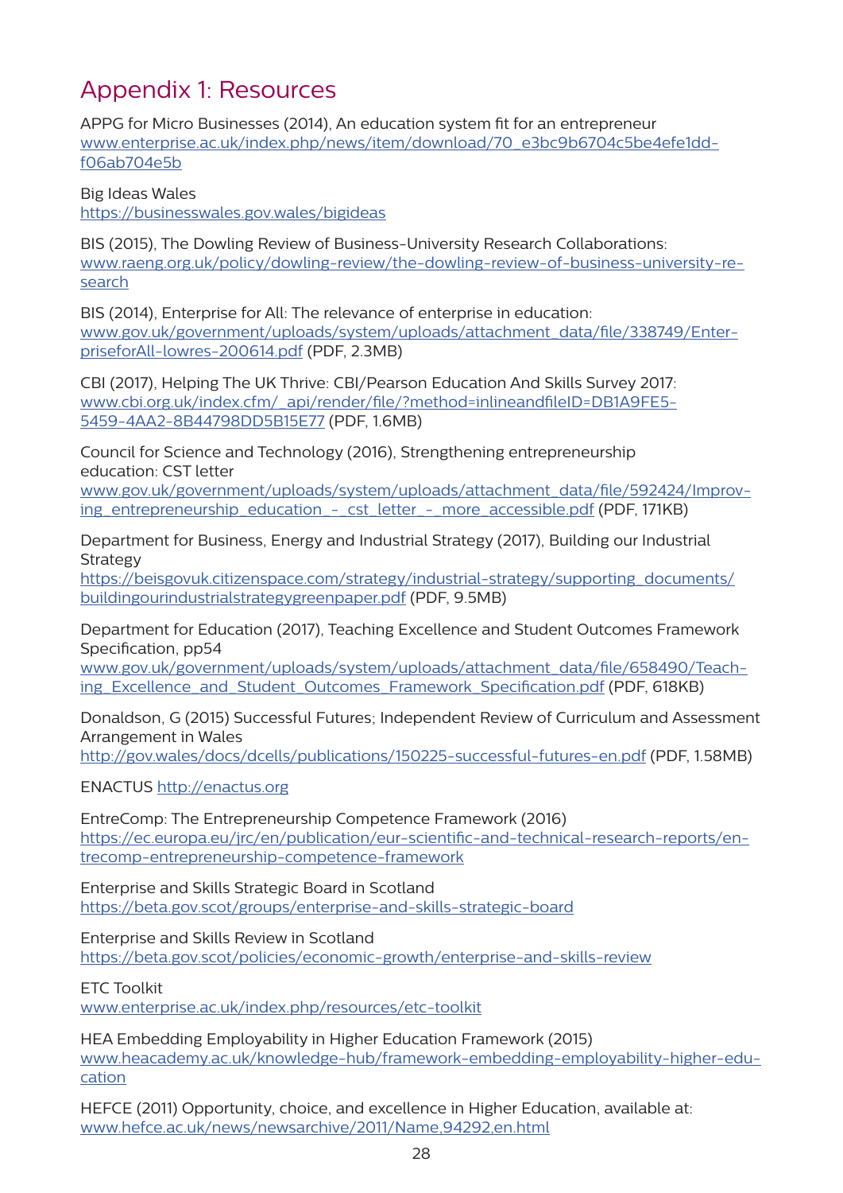# Appendix 1: Resources

APPG for Micro Businesses (2014), An education system fit for an entrepreneur
www.enterprise.ac.uk/index.php/news/item/download/70_e3bc9b6704c5be4efe1dd-f06ab704e5b

Big Ideas Wales
https://businesswales.gov.wales/bigideas

BIS (2015), The Dowling Review of Business-University Research Collaborations:
www.raeng.org.uk/policy/dowling-review/the-dowling-review-of-business-university-research

BIS (2014), Enterprise for All: The relevance of enterprise in education:
www.gov.uk/government/uploads/system/uploads/attachment_data/file/338749/EnterpriseforAll-lowres-200614.pdf (PDF, 2.3MB)

CBI (2017), Helping The UK Thrive: CBI/Pearson Education And Skills Survey 2017:
www.cbi.org.uk/index.cfm/_api/render/file/?method=inlineandfileID=DB1A9FE5-5459-4AA2-8B44798DD5B15E77 (PDF, 1.6MB)

Council for Science and Technology (2016), Strengthening entrepreneurship education: CST letter
www.gov.uk/government/uploads/system/uploads/attachment_data/file/592424/Improving_entrepreneurship_education_-_cst_letter_-_more_accessible.pdf (PDF, 171KB)

Department for Business, Energy and Industrial Strategy (2017), Building our Industrial Strategy
https://beisgovuk.citizenspace.com/strategy/industrial-strategy/supporting_documents/buildingourindustrialstrategygreenpaper.pdf (PDF, 9.5MB)

Department for Education (2017), Teaching Excellence and Student Outcomes Framework Specification, pp54
www.gov.uk/government/uploads/system/uploads/attachment_data/file/658490/Teaching_Excellence_and_Student_Outcomes_Framework_Specification.pdf (PDF, 618KB)

Donaldson, G (2015) Successful Futures; Independent Review of Curriculum and Assessment Arrangement in Wales
http://gov.wales/docs/dcells/publications/150225-successful-futures-en.pdf (PDF, 1.58MB)

ENACTUS http://enactus.org

EntreComp: The Entrepreneurship Competence Framework (2016)
https://ec.europa.eu/jrc/en/publication/eur-scientific-and-technical-research-reports/entrecomp-entrepreneurship-competence-framework

Enterprise and Skills Strategic Board in Scotland
https://beta.gov.scot/groups/enterprise-and-skills-strategic-board

Enterprise and Skills Review in Scotland
https://beta.gov.scot/policies/economic-growth/enterprise-and-skills-review

ETC Toolkit
www.enterprise.ac.uk/index.php/resources/etc-toolkit

HEA Embedding Employability in Higher Education Framework (2015)
www.heacademy.ac.uk/knowledge-hub/framework-embedding-employability-higher-education

HEFCE (2011) Opportunity, choice, and excellence in Higher Education, available at:
www.hefce.ac.uk/news/newsarchive/2011/Name,94292,en.html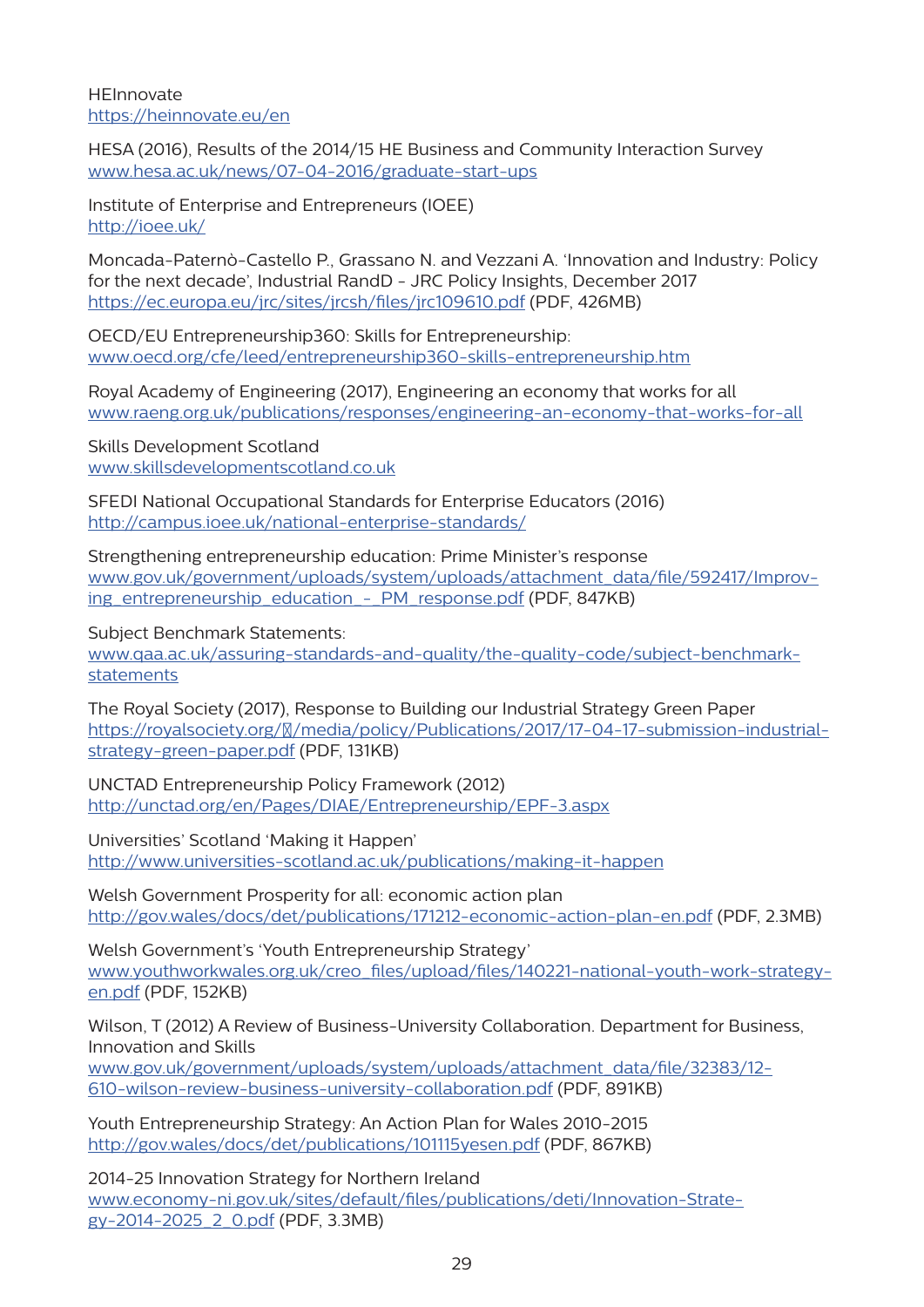HEInnovate
https://heinnovate.eu/en

HESA (2016), Results of the 2014/15 HE Business and Community Interaction Survey
www.hesa.ac.uk/news/07-04-2016/graduate-start-ups

Institute of Enterprise and Entrepreneurs (IOEE)
http://ioee.uk/

Moncada-Paternò-Castello P., Grassano N. and Vezzani A. 'Innovation and Industry: Policy for the next decade', Industrial RandD - JRC Policy Insights, December 2017
https://ec.europa.eu/jrc/sites/jrcsh/files/jrc109610.pdf (PDF, 426MB)

OECD/EU Entrepreneurship360: Skills for Entrepreneurship:
www.oecd.org/cfe/leed/entrepreneurship360-skills-entrepreneurship.htm

Royal Academy of Engineering (2017), Engineering an economy that works for all
www.raeng.org.uk/publications/responses/engineering-an-economy-that-works-for-all

Skills Development Scotland
www.skillsdevelopmentscotland.co.uk

SFEDI National Occupational Standards for Enterprise Educators (2016)
http://campus.ioee.uk/national-enterprise-standards/

Strengthening entrepreneurship education: Prime Minister's response
www.gov.uk/government/uploads/system/uploads/attachment_data/file/592417/Improving_entrepreneurship_education_-_PM_response.pdf (PDF, 847KB)

Subject Benchmark Statements:
www.qaa.ac.uk/assuring-standards-and-quality/the-quality-code/subject-benchmark-statements

The Royal Society (2017), Response to Building our Industrial Strategy Green Paper
https://royalsociety.org/~/media/policy/Publications/2017/17-04-17-submission-industrial-strategy-green-paper.pdf (PDF, 131KB)

UNCTAD Entrepreneurship Policy Framework (2012)
http://unctad.org/en/Pages/DIAE/Entrepreneurship/EPF-3.aspx

Universities' Scotland 'Making it Happen'
http://www.universities-scotland.ac.uk/publications/making-it-happen

Welsh Government Prosperity for all: economic action plan
http://gov.wales/docs/det/publications/171212-economic-action-plan-en.pdf (PDF, 2.3MB)

Welsh Government's 'Youth Entrepreneurship Strategy'
www.youthworkwales.org.uk/creo_files/upload/files/140221-national-youth-work-strategy-en.pdf (PDF, 152KB)

Wilson, T (2012) A Review of Business-University Collaboration. Department for Business, Innovation and Skills
www.gov.uk/government/uploads/system/uploads/attachment_data/file/32383/12-610-wilson-review-business-university-collaboration.pdf (PDF, 891KB)

Youth Entrepreneurship Strategy: An Action Plan for Wales 2010-2015
http://gov.wales/docs/det/publications/101115yesen.pdf (PDF, 867KB)

2014-25 Innovation Strategy for Northern Ireland
www.economy-ni.gov.uk/sites/default/files/publications/deti/Innovation-Strategy-2014-2025_2_0.pdf (PDF, 3.3MB)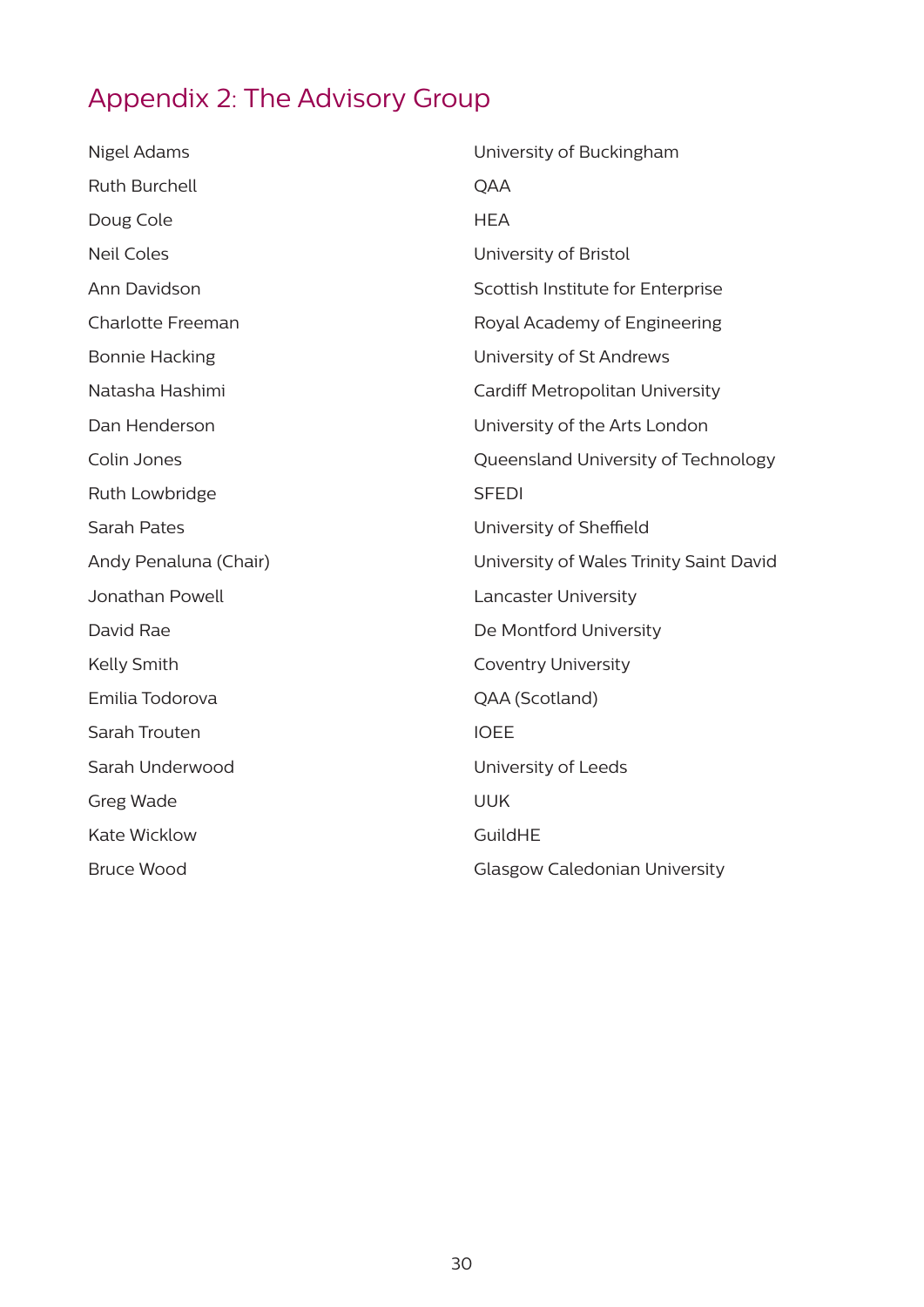## Appendix 2: The Advisory Group

| | |
|---|---|
| Nigel Adams | University of Buckingham |
| Ruth Burchell | QAA |
| Doug Cole | HEA |
| Neil Coles | University of Bristol |
| Ann Davidson | Scottish Institute for Enterprise |
| Charlotte Freeman | Royal Academy of Engineering |
| Bonnie Hacking | University of St Andrews |
| Natasha Hashimi | Cardiff Metropolitan University |
| Dan Henderson | University of the Arts London |
| Colin Jones | Queensland University of Technology |
| Ruth Lowbridge | SFEDI |
| Sarah Pates | University of Sheffield |
| Andy Penaluna (Chair) | University of Wales Trinity Saint David |
| Jonathan Powell | Lancaster University |
| David Rae | De Montford University |
| Kelly Smith | Coventry University |
| Emilia Todorova | QAA (Scotland) |
| Sarah Trouten | IOEE |
| Sarah Underwood | University of Leeds |
| Greg Wade | UUK |
| Kate Wicklow | GuildHE |
| Bruce Wood | Glasgow Caledonian University |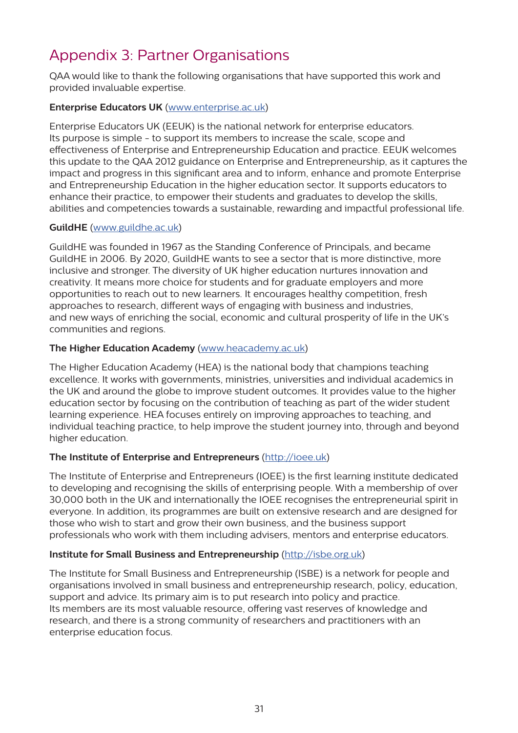# Appendix 3: Partner Organisations

QAA would like to thank the following organisations that have supported this work and provided invaluable expertise.

**Enterprise Educators UK** (www.enterprise.ac.uk)

Enterprise Educators UK (EEUK) is the national network for enterprise educators. Its purpose is simple - to support its members to increase the scale, scope and effectiveness of Enterprise and Entrepreneurship Education and practice. EEUK welcomes this update to the QAA 2012 guidance on Enterprise and Entrepreneurship, as it captures the impact and progress in this significant area and to inform, enhance and promote Enterprise and Entrepreneurship Education in the higher education sector. It supports educators to enhance their practice, to empower their students and graduates to develop the skills, abilities and competencies towards a sustainable, rewarding and impactful professional life.

**GuildHE** (www.guildhe.ac.uk)

GuildHE was founded in 1967 as the Standing Conference of Principals, and became GuildHE in 2006. By 2020, GuildHE wants to see a sector that is more distinctive, more inclusive and stronger. The diversity of UK higher education nurtures innovation and creativity. It means more choice for students and for graduate employers and more opportunities to reach out to new learners. It encourages healthy competition, fresh approaches to research, different ways of engaging with business and industries, and new ways of enriching the social, economic and cultural prosperity of life in the UK's communities and regions.

**The Higher Education Academy** (www.heacademy.ac.uk)

The Higher Education Academy (HEA) is the national body that champions teaching excellence. It works with governments, ministries, universities and individual academics in the UK and around the globe to improve student outcomes. It provides value to the higher education sector by focusing on the contribution of teaching as part of the wider student learning experience. HEA focuses entirely on improving approaches to teaching, and individual teaching practice, to help improve the student journey into, through and beyond higher education.

**The Institute of Enterprise and Entrepreneurs** (http://ioee.uk)

The Institute of Enterprise and Entrepreneurs (IOEE) is the first learning institute dedicated to developing and recognising the skills of enterprising people. With a membership of over 30,000 both in the UK and internationally the IOEE recognises the entrepreneurial spirit in everyone. In addition, its programmes are built on extensive research and are designed for those who wish to start and grow their own business, and the business support professionals who work with them including advisers, mentors and enterprise educators.

**Institute for Small Business and Entrepreneurship** (http://isbe.org.uk)

The Institute for Small Business and Entrepreneurship (ISBE) is a network for people and organisations involved in small business and entrepreneurship research, policy, education, support and advice. Its primary aim is to put research into policy and practice. Its members are its most valuable resource, offering vast reserves of knowledge and research, and there is a strong community of researchers and practitioners with an enterprise education focus.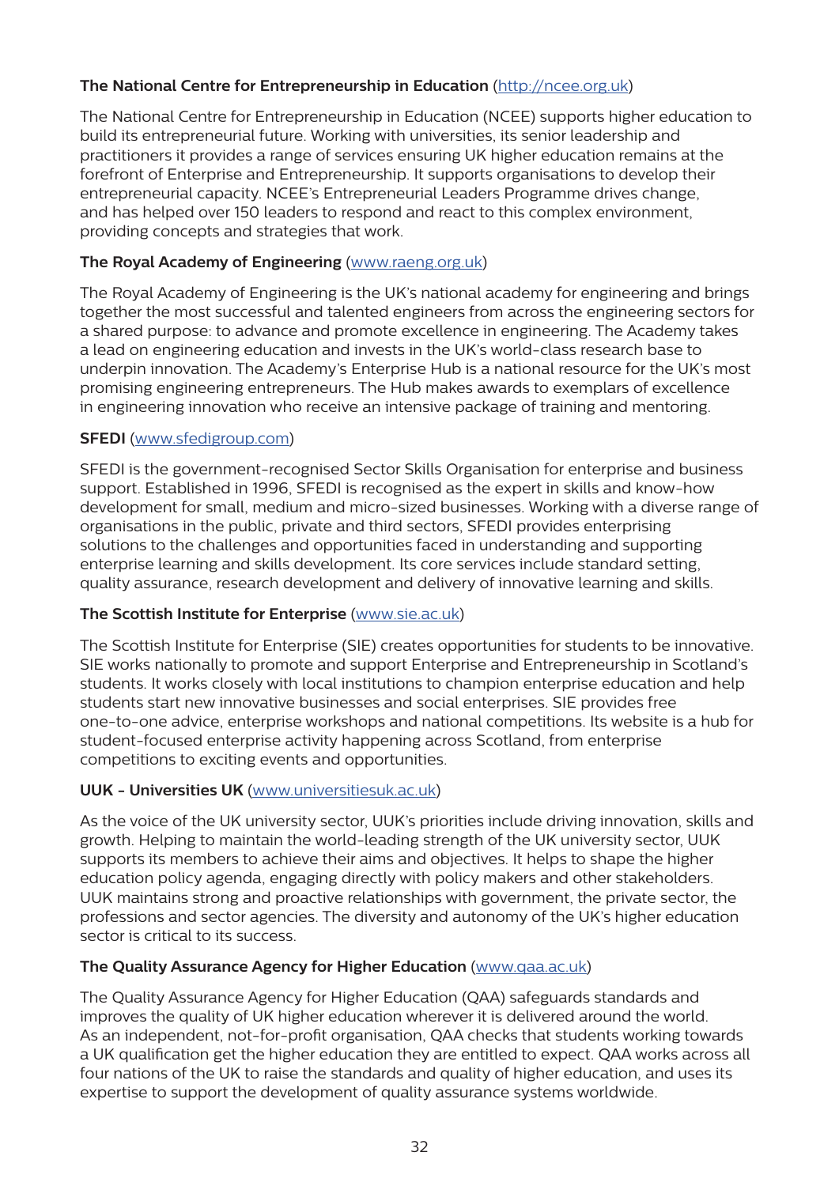**The National Centre for Entrepreneurship in Education** ([http://ncee.org.uk](http://ncee.org.uk))

The National Centre for Entrepreneurship in Education (NCEE) supports higher education to build its entrepreneurial future. Working with universities, its senior leadership and practitioners it provides a range of services ensuring UK higher education remains at the forefront of Enterprise and Entrepreneurship. It supports organisations to develop their entrepreneurial capacity. NCEE's Entrepreneurial Leaders Programme drives change, and has helped over 150 leaders to respond and react to this complex environment, providing concepts and strategies that work.

**The Royal Academy of Engineering** ([www.raeng.org.uk](http://www.raeng.org.uk))

The Royal Academy of Engineering is the UK's national academy for engineering and brings together the most successful and talented engineers from across the engineering sectors for a shared purpose: to advance and promote excellence in engineering. The Academy takes a lead on engineering education and invests in the UK's world-class research base to underpin innovation. The Academy's Enterprise Hub is a national resource for the UK's most promising engineering entrepreneurs. The Hub makes awards to exemplars of excellence in engineering innovation who receive an intensive package of training and mentoring.

**SFEDI** ([www.sfedigroup.com](http://www.sfedigroup.com))

SFEDI is the government-recognised Sector Skills Organisation for enterprise and business support. Established in 1996, SFEDI is recognised as the expert in skills and know-how development for small, medium and micro-sized businesses. Working with a diverse range of organisations in the public, private and third sectors, SFEDI provides enterprising solutions to the challenges and opportunities faced in understanding and supporting enterprise learning and skills development. Its core services include standard setting, quality assurance, research development and delivery of innovative learning and skills.

**The Scottish Institute for Enterprise** ([www.sie.ac.uk](http://www.sie.ac.uk))

The Scottish Institute for Enterprise (SIE) creates opportunities for students to be innovative. SIE works nationally to promote and support Enterprise and Entrepreneurship in Scotland's students. It works closely with local institutions to champion enterprise education and help students start new innovative businesses and social enterprises. SIE provides free one-to-one advice, enterprise workshops and national competitions. Its website is a hub for student-focused enterprise activity happening across Scotland, from enterprise competitions to exciting events and opportunities.

**UUK - Universities UK** ([www.universitiesuk.ac.uk](http://www.universitiesuk.ac.uk))

As the voice of the UK university sector, UUK's priorities include driving innovation, skills and growth. Helping to maintain the world-leading strength of the UK university sector, UUK supports its members to achieve their aims and objectives. It helps to shape the higher education policy agenda, engaging directly with policy makers and other stakeholders. UUK maintains strong and proactive relationships with government, the private sector, the professions and sector agencies. The diversity and autonomy of the UK's higher education sector is critical to its success.

**The Quality Assurance Agency for Higher Education** ([www.qaa.ac.uk](http://www.qaa.ac.uk))

The Quality Assurance Agency for Higher Education (QAA) safeguards standards and improves the quality of UK higher education wherever it is delivered around the world. As an independent, not-for-profit organisation, QAA checks that students working towards a UK qualification get the higher education they are entitled to expect. QAA works across all four nations of the UK to raise the standards and quality of higher education, and uses its expertise to support the development of quality assurance systems worldwide.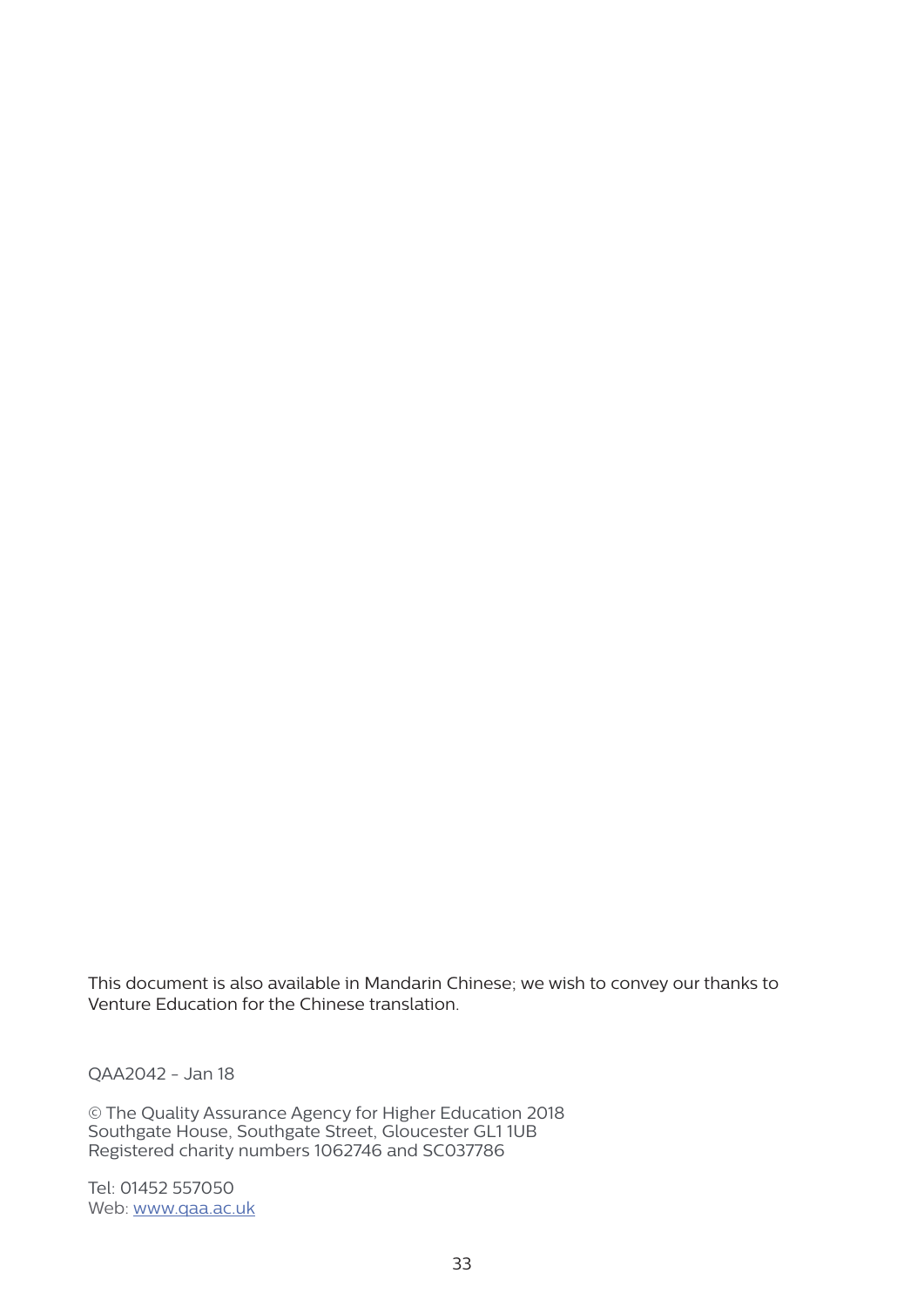This document is also available in Mandarin Chinese; we wish to convey our thanks to Venture Education for the Chinese translation.

QAA2042 - Jan 18

© The Quality Assurance Agency for Higher Education 2018
Southgate House, Southgate Street, Gloucester GL1 1UB
Registered charity numbers 1062746 and SC037786

Tel: 01452 557050
Web: [www.qaa.ac.uk](http://www.qaa.ac.uk)